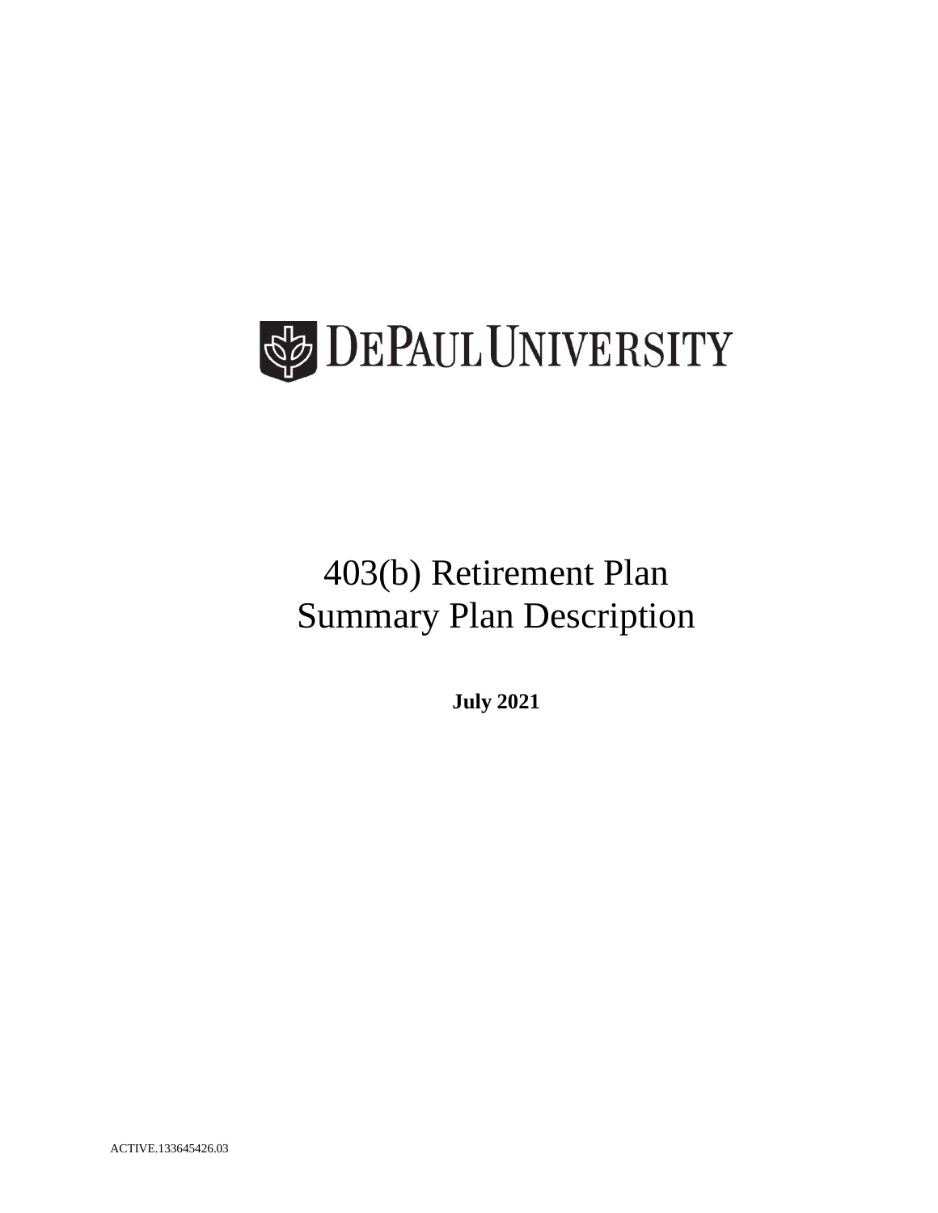# DEPAUL UNIVERSITY

# 403(b) Retirement Plan
# Summary Plan Description

**July 2021**

ACTIVE.133645426.03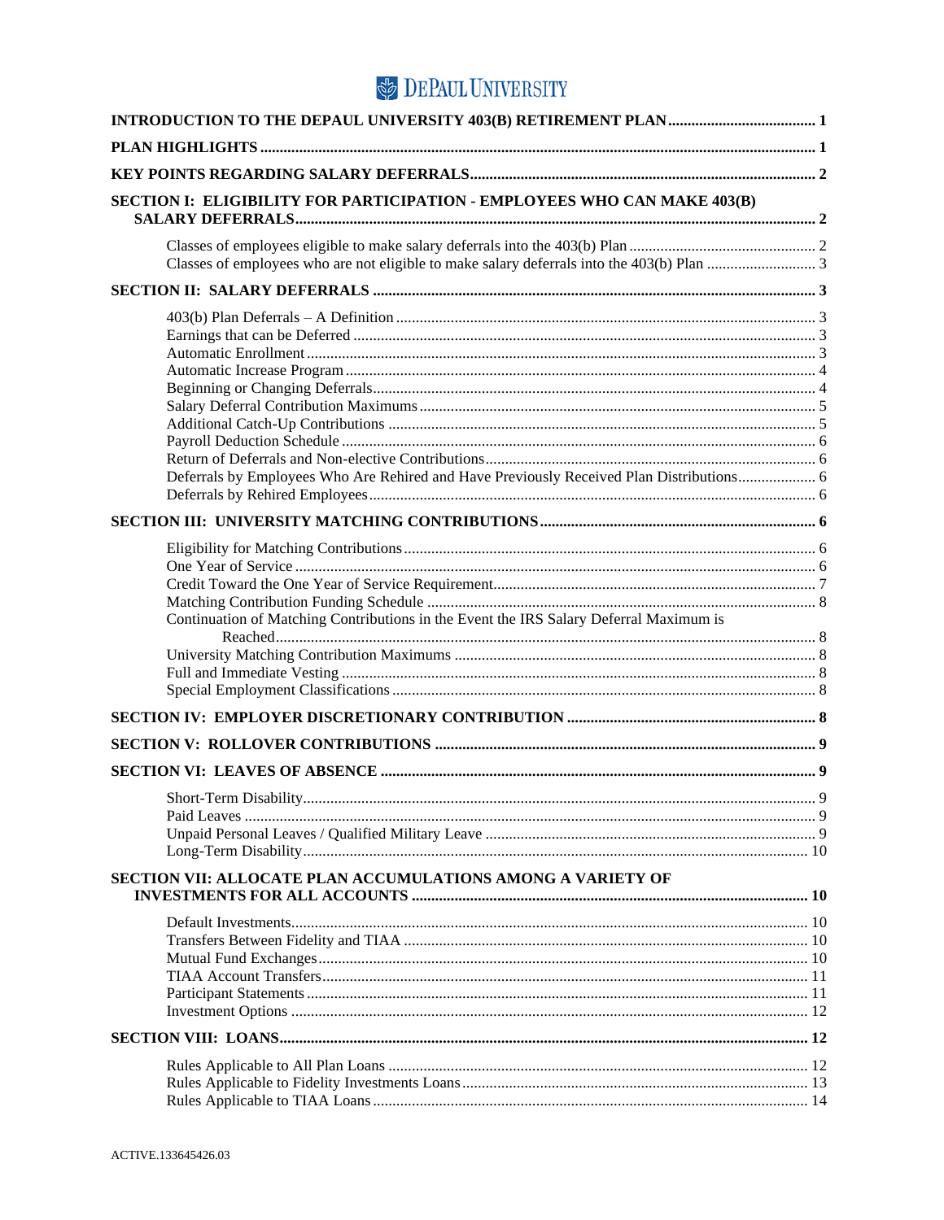DEPAUL UNIVERSITY

**INTRODUCTION TO THE DEPAUL UNIVERSITY 403(B) RETIREMENT PLAN** ..... 1

**PLAN HIGHLIGHTS** ..... 1

**KEY POINTS REGARDING SALARY DEFERRALS** ..... 2

**SECTION I: ELIGIBILITY FOR PARTICIPATION - EMPLOYEES WHO CAN MAKE 403(B) SALARY DEFERRALS** ..... 2

- Classes of employees eligible to make salary deferrals into the 403(b) Plan ..... 2
- Classes of employees who are not eligible to make salary deferrals into the 403(b) Plan ..... 3

**SECTION II: SALARY DEFERRALS** ..... 3

- 403(b) Plan Deferrals – A Definition ..... 3
- Earnings that can be Deferred ..... 3
- Automatic Enrollment ..... 3
- Automatic Increase Program ..... 4
- Beginning or Changing Deferrals ..... 4
- Salary Deferral Contribution Maximums ..... 5
- Additional Catch-Up Contributions ..... 5
- Payroll Deduction Schedule ..... 6
- Return of Deferrals and Non-elective Contributions ..... 6
- Deferrals by Employees Who Are Rehired and Have Previously Received Plan Distributions ..... 6
- Deferrals by Rehired Employees ..... 6

**SECTION III: UNIVERSITY MATCHING CONTRIBUTIONS** ..... 6

- Eligibility for Matching Contributions ..... 6
- One Year of Service ..... 6
- Credit Toward the One Year of Service Requirement ..... 7
- Matching Contribution Funding Schedule ..... 8
- Continuation of Matching Contributions in the Event the IRS Salary Deferral Maximum is Reached ..... 8
- University Matching Contribution Maximums ..... 8
- Full and Immediate Vesting ..... 8
- Special Employment Classifications ..... 8

**SECTION IV: EMPLOYER DISCRETIONARY CONTRIBUTION** ..... 8

**SECTION V: ROLLOVER CONTRIBUTIONS** ..... 9

**SECTION VI: LEAVES OF ABSENCE** ..... 9

- Short-Term Disability ..... 9
- Paid Leaves ..... 9
- Unpaid Personal Leaves / Qualified Military Leave ..... 9
- Long-Term Disability ..... 10

**SECTION VII: ALLOCATE PLAN ACCUMULATIONS AMONG A VARIETY OF INVESTMENTS FOR ALL ACCOUNTS** ..... 10

- Default Investments ..... 10
- Transfers Between Fidelity and TIAA ..... 10
- Mutual Fund Exchanges ..... 10
- TIAA Account Transfers ..... 11
- Participant Statements ..... 11
- Investment Options ..... 12

**SECTION VIII: LOANS** ..... 12

- Rules Applicable to All Plan Loans ..... 12
- Rules Applicable to Fidelity Investments Loans ..... 13
- Rules Applicable to TIAA Loans ..... 14

ACTIVE.133645426.03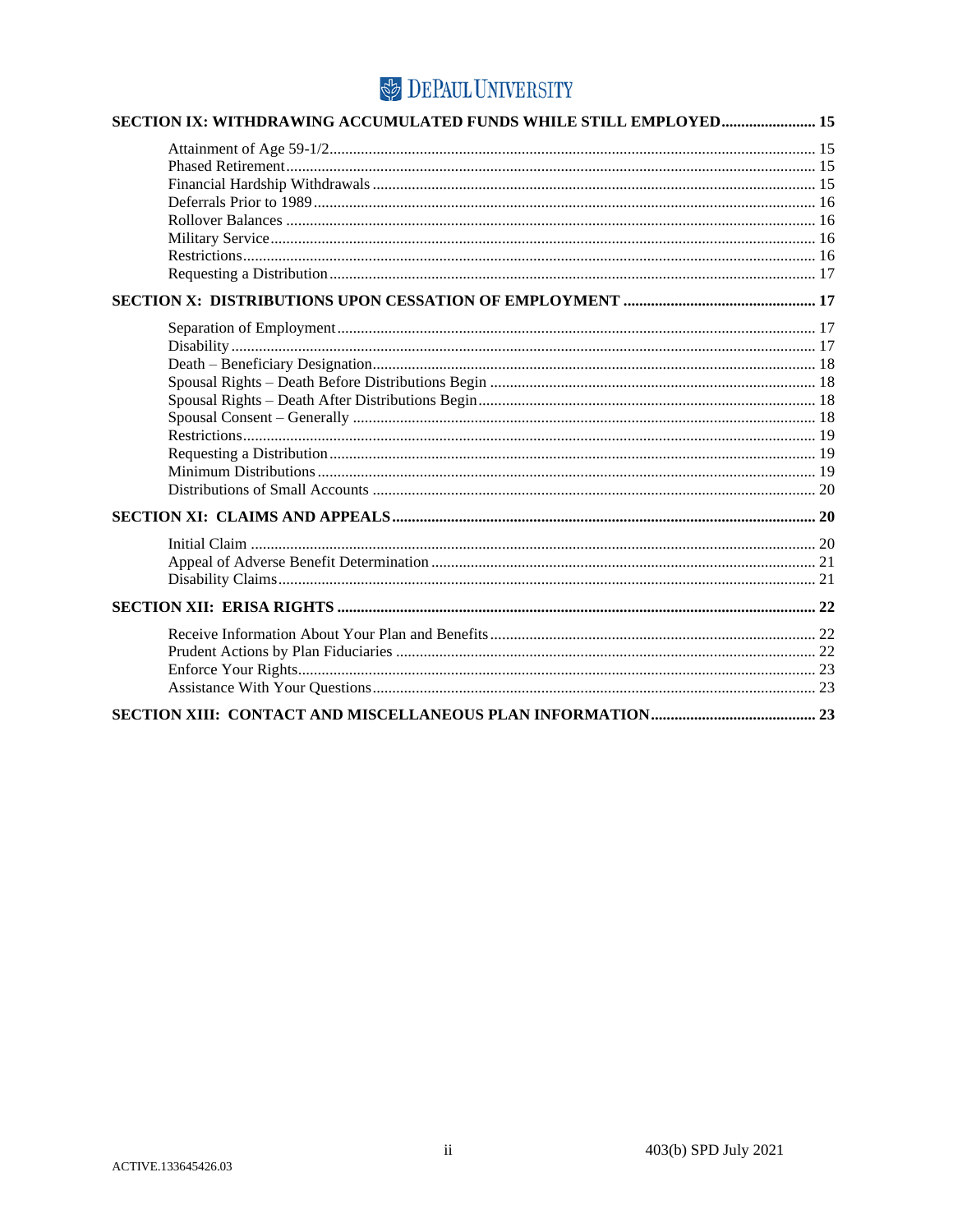**SECTION IX: WITHDRAWING ACCUMULATED FUNDS WHILE STILL EMPLOYED** ........................ 15

- Attainment of Age 59-1/2 ........................ 15
- Phased Retirement ........................ 15
- Financial Hardship Withdrawals ........................ 15
- Deferrals Prior to 1989 ........................ 16
- Rollover Balances ........................ 16
- Military Service ........................ 16
- Restrictions ........................ 16
- Requesting a Distribution ........................ 17

**SECTION X: DISTRIBUTIONS UPON CESSATION OF EMPLOYMENT** ........................ 17

- Separation of Employment ........................ 17
- Disability ........................ 17
- Death – Beneficiary Designation ........................ 18
- Spousal Rights – Death Before Distributions Begin ........................ 18
- Spousal Rights – Death After Distributions Begin ........................ 18
- Spousal Consent – Generally ........................ 18
- Restrictions ........................ 19
- Requesting a Distribution ........................ 19
- Minimum Distributions ........................ 19
- Distributions of Small Accounts ........................ 20

**SECTION XI: CLAIMS AND APPEALS** ........................ 20

- Initial Claim ........................ 20
- Appeal of Adverse Benefit Determination ........................ 21
- Disability Claims ........................ 21

**SECTION XII: ERISA RIGHTS** ........................ 22

- Receive Information About Your Plan and Benefits ........................ 22
- Prudent Actions by Plan Fiduciaries ........................ 22
- Enforce Your Rights ........................ 23
- Assistance With Your Questions ........................ 23

**SECTION XIII: CONTACT AND MISCELLANEOUS PLAN INFORMATION** ........................ 23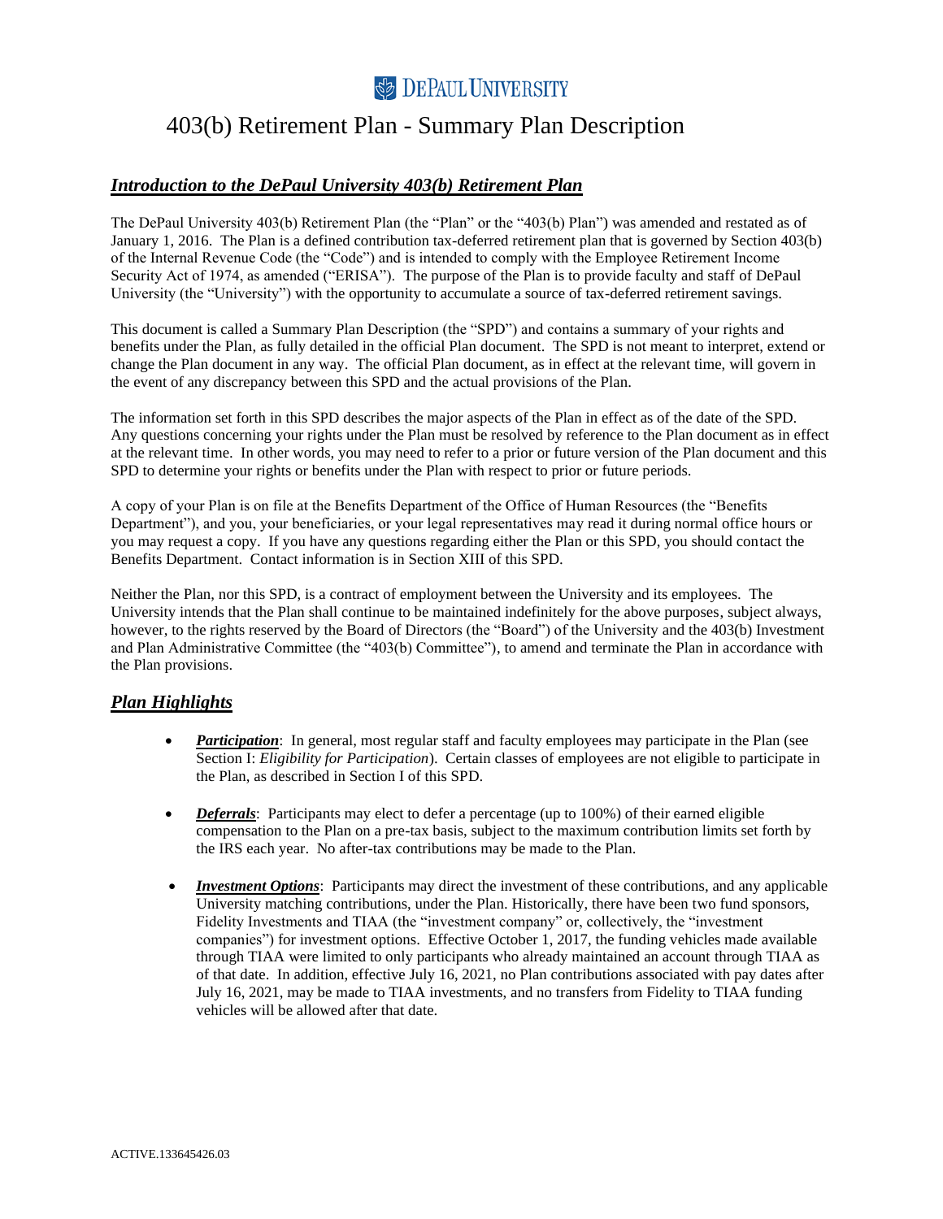# DePaul University

# 403(b) Retirement Plan - Summary Plan Description

## ***Introduction to the DePaul University 403(b) Retirement Plan***

The DePaul University 403(b) Retirement Plan (the "Plan" or the "403(b) Plan") was amended and restated as of January 1, 2016. The Plan is a defined contribution tax-deferred retirement plan that is governed by Section 403(b) of the Internal Revenue Code (the "Code") and is intended to comply with the Employee Retirement Income Security Act of 1974, as amended ("ERISA"). The purpose of the Plan is to provide faculty and staff of DePaul University (the "University") with the opportunity to accumulate a source of tax-deferred retirement savings.

This document is called a Summary Plan Description (the "SPD") and contains a summary of your rights and benefits under the Plan, as fully detailed in the official Plan document. The SPD is not meant to interpret, extend or change the Plan document in any way. The official Plan document, as in effect at the relevant time, will govern in the event of any discrepancy between this SPD and the actual provisions of the Plan.

The information set forth in this SPD describes the major aspects of the Plan in effect as of the date of the SPD. Any questions concerning your rights under the Plan must be resolved by reference to the Plan document as in effect at the relevant time. In other words, you may need to refer to a prior or future version of the Plan document and this SPD to determine your rights or benefits under the Plan with respect to prior or future periods.

A copy of your Plan is on file at the Benefits Department of the Office of Human Resources (the "Benefits Department"), and you, your beneficiaries, or your legal representatives may read it during normal office hours or you may request a copy. If you have any questions regarding either the Plan or this SPD, you should contact the Benefits Department. Contact information is in Section XIII of this SPD.

Neither the Plan, nor this SPD, is a contract of employment between the University and its employees. The University intends that the Plan shall continue to be maintained indefinitely for the above purposes, subject always, however, to the rights reserved by the Board of Directors (the "Board") of the University and the 403(b) Investment and Plan Administrative Committee (the "403(b) Committee"), to amend and terminate the Plan in accordance with the Plan provisions.

## ***Plan Highlights***

- ***Participation***: In general, most regular staff and faculty employees may participate in the Plan (see Section I: *Eligibility for Participation*). Certain classes of employees are not eligible to participate in the Plan, as described in Section I of this SPD.

- ***Deferrals***: Participants may elect to defer a percentage (up to 100%) of their earned eligible compensation to the Plan on a pre-tax basis, subject to the maximum contribution limits set forth by the IRS each year. No after-tax contributions may be made to the Plan.

- ***Investment Options***: Participants may direct the investment of these contributions, and any applicable University matching contributions, under the Plan. Historically, there have been two fund sponsors, Fidelity Investments and TIAA (the "investment company" or, collectively, the "investment companies") for investment options. Effective October 1, 2017, the funding vehicles made available through TIAA were limited to only participants who already maintained an account through TIAA as of that date. In addition, effective July 16, 2021, no Plan contributions associated with pay dates after July 16, 2021, may be made to TIAA investments, and no transfers from Fidelity to TIAA funding vehicles will be allowed after that date.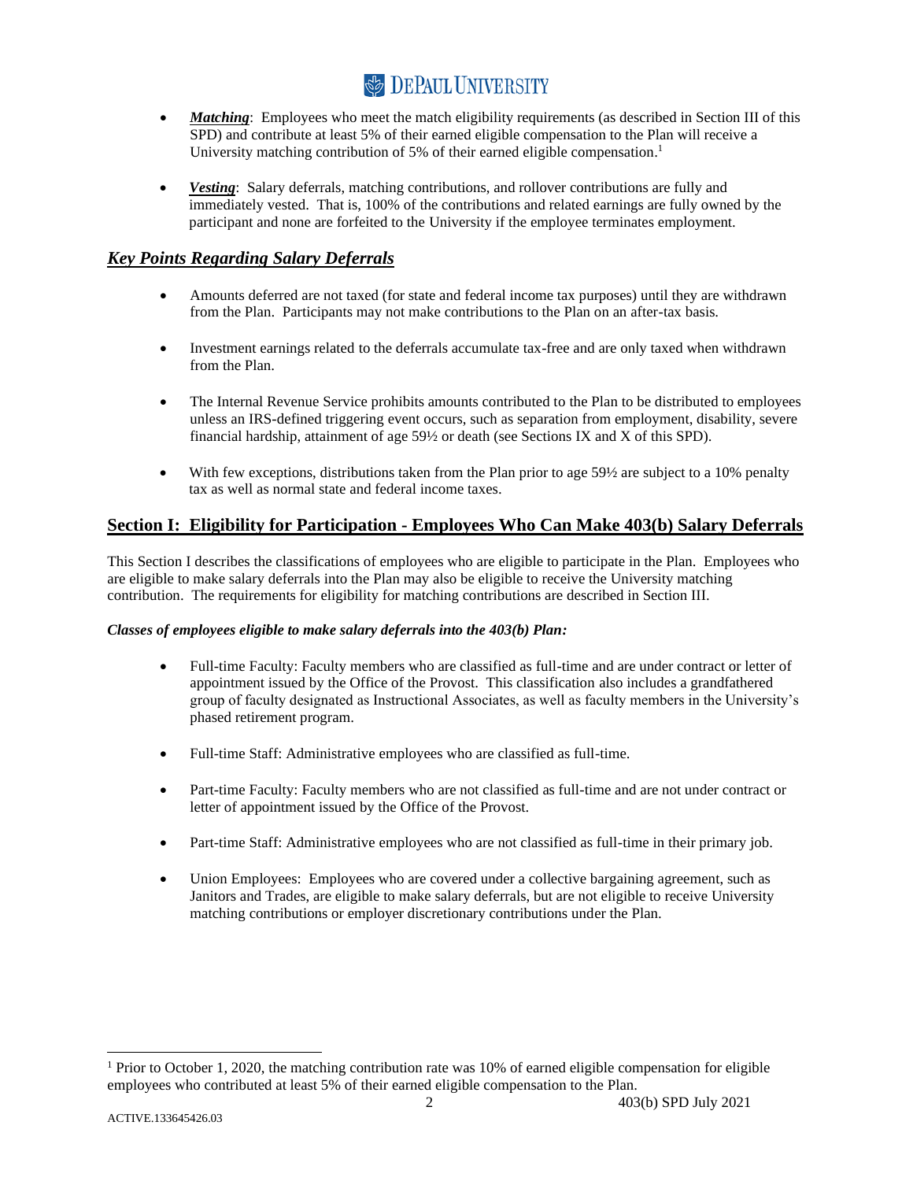- ***Matching***: Employees who meet the match eligibility requirements (as described in Section III of this SPD) and contribute at least 5% of their earned eligible compensation to the Plan will receive a University matching contribution of 5% of their earned eligible compensation.[1]

- ***Vesting***: Salary deferrals, matching contributions, and rollover contributions are fully and immediately vested. That is, 100% of the contributions and related earnings are fully owned by the participant and none are forfeited to the University if the employee terminates employment.

## ***Key Points Regarding Salary Deferrals***

- Amounts deferred are not taxed (for state and federal income tax purposes) until they are withdrawn from the Plan. Participants may not make contributions to the Plan on an after-tax basis.

- Investment earnings related to the deferrals accumulate tax-free and are only taxed when withdrawn from the Plan.

- The Internal Revenue Service prohibits amounts contributed to the Plan to be distributed to employees unless an IRS-defined triggering event occurs, such as separation from employment, disability, severe financial hardship, attainment of age 59½ or death (see Sections IX and X of this SPD).

- With few exceptions, distributions taken from the Plan prior to age 59½ are subject to a 10% penalty tax as well as normal state and federal income taxes.

## **Section I: Eligibility for Participation - Employees Who Can Make 403(b) Salary Deferrals**

This Section I describes the classifications of employees who are eligible to participate in the Plan. Employees who are eligible to make salary deferrals into the Plan may also be eligible to receive the University matching contribution. The requirements for eligibility for matching contributions are described in Section III.

***Classes of employees eligible to make salary deferrals into the 403(b) Plan:***

- Full-time Faculty: Faculty members who are classified as full-time and are under contract or letter of appointment issued by the Office of the Provost. This classification also includes a grandfathered group of faculty designated as Instructional Associates, as well as faculty members in the University's phased retirement program.

- Full-time Staff: Administrative employees who are classified as full-time.

- Part-time Faculty: Faculty members who are not classified as full-time and are not under contract or letter of appointment issued by the Office of the Provost.

- Part-time Staff: Administrative employees who are not classified as full-time in their primary job.

- Union Employees: Employees who are covered under a collective bargaining agreement, such as Janitors and Trades, are eligible to make salary deferrals, but are not eligible to receive University matching contributions or employer discretionary contributions under the Plan.

---

[1] Prior to October 1, 2020, the matching contribution rate was 10% of earned eligible compensation for eligible employees who contributed at least 5% of their earned eligible compensation to the Plan.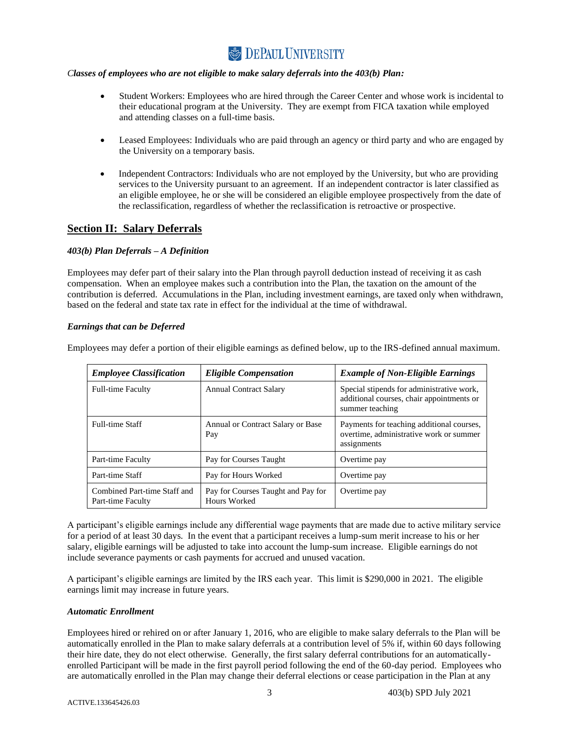*Classes of employees who are not eligible to make salary deferrals into the 403(b) Plan:*

- Student Workers: Employees who are hired through the Career Center and whose work is incidental to their educational program at the University. They are exempt from FICA taxation while employed and attending classes on a full-time basis.
- Leased Employees: Individuals who are paid through an agency or third party and who are engaged by the University on a temporary basis.
- Independent Contractors: Individuals who are not employed by the University, but who are providing services to the University pursuant to an agreement. If an independent contractor is later classified as an eligible employee, he or she will be considered an eligible employee prospectively from the date of the reclassification, regardless of whether the reclassification is retroactive or prospective.

## Section II: Salary Deferrals

### *403(b) Plan Deferrals – A Definition*

Employees may defer part of their salary into the Plan through payroll deduction instead of receiving it as cash compensation. When an employee makes such a contribution into the Plan, the taxation on the amount of the contribution is deferred. Accumulations in the Plan, including investment earnings, are taxed only when withdrawn, based on the federal and state tax rate in effect for the individual at the time of withdrawal.

### *Earnings that can be Deferred*

Employees may defer a portion of their eligible earnings as defined below, up to the IRS-defined annual maximum.

| *Employee Classification* | *Eligible Compensation* | *Example of Non-Eligible Earnings* |
|---|---|---|
| Full-time Faculty | Annual Contract Salary | Special stipends for administrative work, additional courses, chair appointments or summer teaching |
| Full-time Staff | Annual or Contract Salary or Base Pay | Payments for teaching additional courses, overtime, administrative work or summer assignments |
| Part-time Faculty | Pay for Courses Taught | Overtime pay |
| Part-time Staff | Pay for Hours Worked | Overtime pay |
| Combined Part-time Staff and Part-time Faculty | Pay for Courses Taught and Pay for Hours Worked | Overtime pay |

A participant's eligible earnings include any differential wage payments that are made due to active military service for a period of at least 30 days. In the event that a participant receives a lump-sum merit increase to his or her salary, eligible earnings will be adjusted to take into account the lump-sum increase. Eligible earnings do not include severance payments or cash payments for accrued and unused vacation.

A participant's eligible earnings are limited by the IRS each year. This limit is $290,000 in 2021. The eligible earnings limit may increase in future years.

### *Automatic Enrollment*

Employees hired or rehired on or after January 1, 2016, who are eligible to make salary deferrals to the Plan will be automatically enrolled in the Plan to make salary deferrals at a contribution level of 5% if, within 60 days following their hire date, they do not elect otherwise. Generally, the first salary deferral contributions for an automatically-enrolled Participant will be made in the first payroll period following the end of the 60-day period. Employees who are automatically enrolled in the Plan may change their deferral elections or cease participation in the Plan at any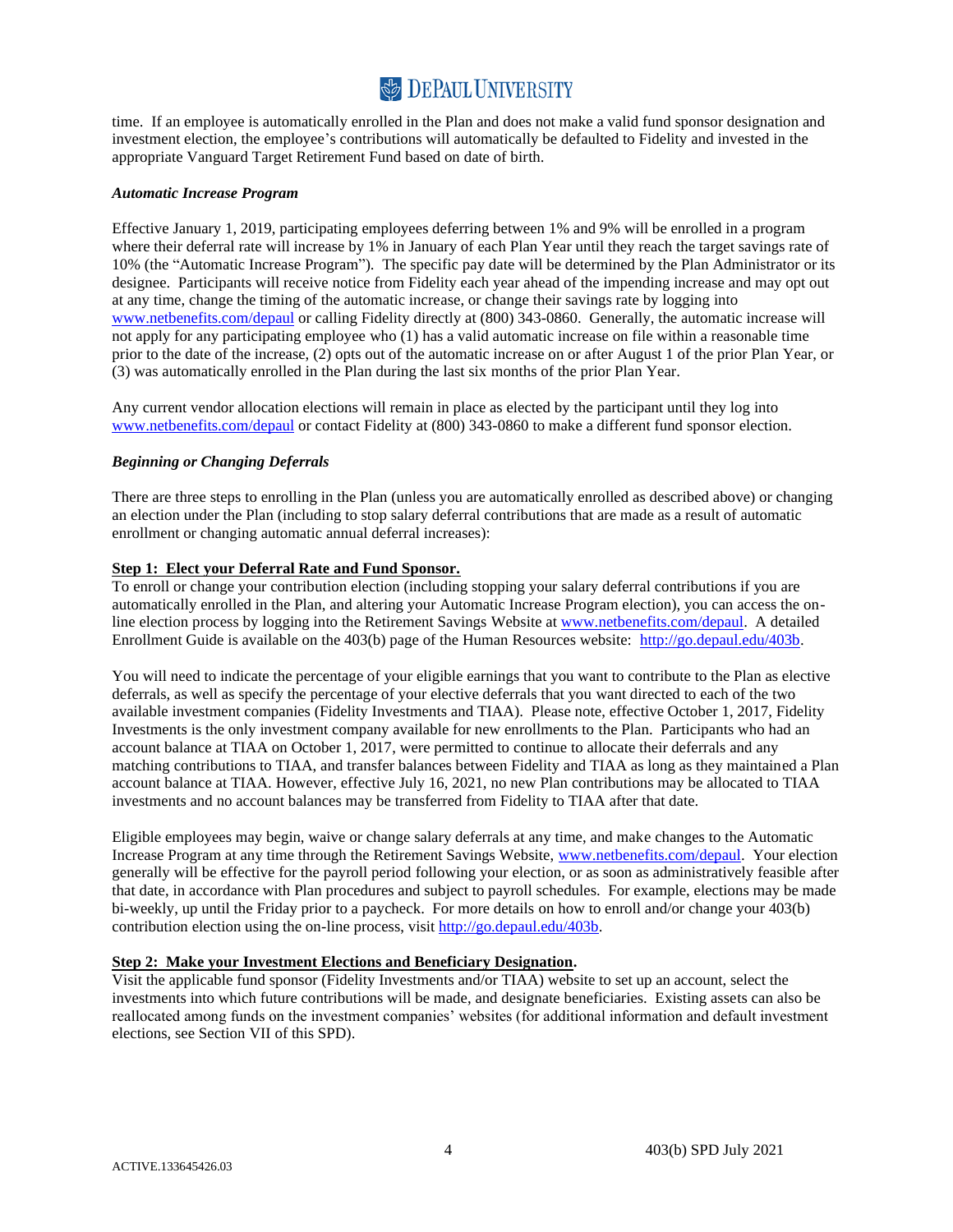time. If an employee is automatically enrolled in the Plan and does not make a valid fund sponsor designation and investment election, the employee's contributions will automatically be defaulted to Fidelity and invested in the appropriate Vanguard Target Retirement Fund based on date of birth.

***Automatic Increase Program***

Effective January 1, 2019, participating employees deferring between 1% and 9% will be enrolled in a program where their deferral rate will increase by 1% in January of each Plan Year until they reach the target savings rate of 10% (the "Automatic Increase Program"). The specific pay date will be determined by the Plan Administrator or its designee. Participants will receive notice from Fidelity each year ahead of the impending increase and may opt out at any time, change the timing of the automatic increase, or change their savings rate by logging into www.netbenefits.com/depaul or calling Fidelity directly at (800) 343-0860. Generally, the automatic increase will not apply for any participating employee who (1) has a valid automatic increase on file within a reasonable time prior to the date of the increase, (2) opts out of the automatic increase on or after August 1 of the prior Plan Year, or (3) was automatically enrolled in the Plan during the last six months of the prior Plan Year.

Any current vendor allocation elections will remain in place as elected by the participant until they log into www.netbenefits.com/depaul or contact Fidelity at (800) 343-0860 to make a different fund sponsor election.

***Beginning or Changing Deferrals***

There are three steps to enrolling in the Plan (unless you are automatically enrolled as described above) or changing an election under the Plan (including to stop salary deferral contributions that are made as a result of automatic enrollment or changing automatic annual deferral increases):

**Step 1: Elect your Deferral Rate and Fund Sponsor.**

To enroll or change your contribution election (including stopping your salary deferral contributions if you are automatically enrolled in the Plan, and altering your Automatic Increase Program election), you can access the on-line election process by logging into the Retirement Savings Website at www.netbenefits.com/depaul. A detailed Enrollment Guide is available on the 403(b) page of the Human Resources website: http://go.depaul.edu/403b.

You will need to indicate the percentage of your eligible earnings that you want to contribute to the Plan as elective deferrals, as well as specify the percentage of your elective deferrals that you want directed to each of the two available investment companies (Fidelity Investments and TIAA). Please note, effective October 1, 2017, Fidelity Investments is the only investment company available for new enrollments to the Plan. Participants who had an account balance at TIAA on October 1, 2017, were permitted to continue to allocate their deferrals and any matching contributions to TIAA, and transfer balances between Fidelity and TIAA as long as they maintained a Plan account balance at TIAA. However, effective July 16, 2021, no new Plan contributions may be allocated to TIAA investments and no account balances may be transferred from Fidelity to TIAA after that date.

Eligible employees may begin, waive or change salary deferrals at any time, and make changes to the Automatic Increase Program at any time through the Retirement Savings Website, www.netbenefits.com/depaul. Your election generally will be effective for the payroll period following your election, or as soon as administratively feasible after that date, in accordance with Plan procedures and subject to payroll schedules. For example, elections may be made bi-weekly, up until the Friday prior to a paycheck. For more details on how to enroll and/or change your 403(b) contribution election using the on-line process, visit http://go.depaul.edu/403b.

**Step 2: Make your Investment Elections and Beneficiary Designation.**

Visit the applicable fund sponsor (Fidelity Investments and/or TIAA) website to set up an account, select the investments into which future contributions will be made, and designate beneficiaries. Existing assets can also be reallocated among funds on the investment companies' websites (for additional information and default investment elections, see Section VII of this SPD).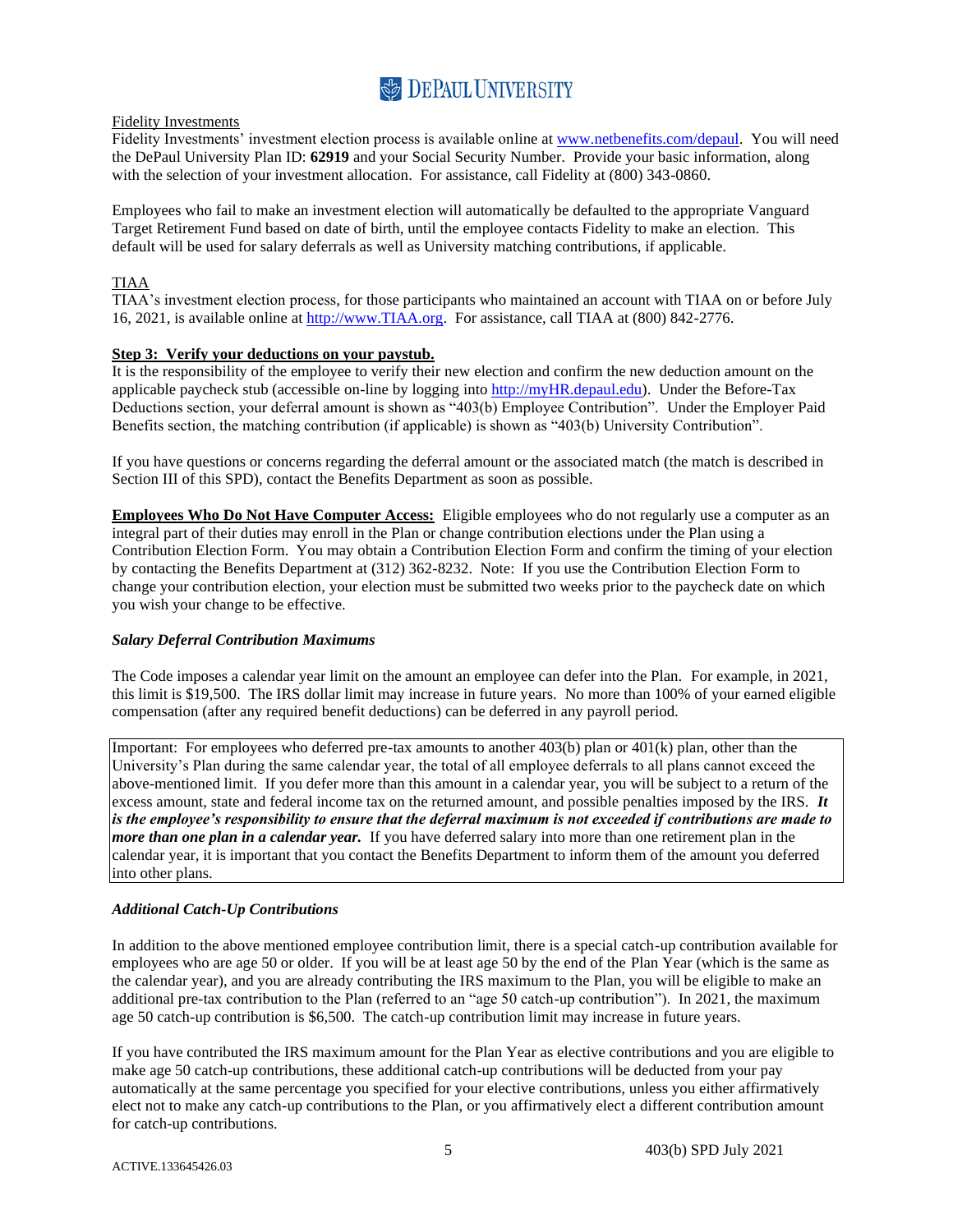Fidelity Investments

Fidelity Investments' investment election process is available online at www.netbenefits.com/depaul. You will need the DePaul University Plan ID: **62919** and your Social Security Number. Provide your basic information, along with the selection of your investment allocation. For assistance, call Fidelity at (800) 343-0860.

Employees who fail to make an investment election will automatically be defaulted to the appropriate Vanguard Target Retirement Fund based on date of birth, until the employee contacts Fidelity to make an election. This default will be used for salary deferrals as well as University matching contributions, if applicable.

TIAA

TIAA's investment election process, for those participants who maintained an account with TIAA on or before July 16, 2021, is available online at http://www.TIAA.org. For assistance, call TIAA at (800) 842-2776.

**Step 3: Verify your deductions on your paystub.**

It is the responsibility of the employee to verify their new election and confirm the new deduction amount on the applicable paycheck stub (accessible on-line by logging into http://myHR.depaul.edu). Under the Before-Tax Deductions section, your deferral amount is shown as "403(b) Employee Contribution". Under the Employer Paid Benefits section, the matching contribution (if applicable) is shown as "403(b) University Contribution".

If you have questions or concerns regarding the deferral amount or the associated match (the match is described in Section III of this SPD), contact the Benefits Department as soon as possible.

**Employees Who Do Not Have Computer Access:** Eligible employees who do not regularly use a computer as an integral part of their duties may enroll in the Plan or change contribution elections under the Plan using a Contribution Election Form. You may obtain a Contribution Election Form and confirm the timing of your election by contacting the Benefits Department at (312) 362-8232. Note: If you use the Contribution Election Form to change your contribution election, your election must be submitted two weeks prior to the paycheck date on which you wish your change to be effective.

***Salary Deferral Contribution Maximums***

The Code imposes a calendar year limit on the amount an employee can defer into the Plan. For example, in 2021, this limit is $19,500. The IRS dollar limit may increase in future years. No more than 100% of your earned eligible compensation (after any required benefit deductions) can be deferred in any payroll period.

Important: For employees who deferred pre-tax amounts to another 403(b) plan or 401(k) plan, other than the University's Plan during the same calendar year, the total of all employee deferrals to all plans cannot exceed the above-mentioned limit. If you defer more than this amount in a calendar year, you will be subject to a return of the excess amount, state and federal income tax on the returned amount, and possible penalties imposed by the IRS. ***It is the employee's responsibility to ensure that the deferral maximum is not exceeded if contributions are made to more than one plan in a calendar year.*** If you have deferred salary into more than one retirement plan in the calendar year, it is important that you contact the Benefits Department to inform them of the amount you deferred into other plans.

***Additional Catch-Up Contributions***

In addition to the above mentioned employee contribution limit, there is a special catch-up contribution available for employees who are age 50 or older. If you will be at least age 50 by the end of the Plan Year (which is the same as the calendar year), and you are already contributing the IRS maximum to the Plan, you will be eligible to make an additional pre-tax contribution to the Plan (referred to an "age 50 catch-up contribution"). In 2021, the maximum age 50 catch-up contribution is $6,500. The catch-up contribution limit may increase in future years.

If you have contributed the IRS maximum amount for the Plan Year as elective contributions and you are eligible to make age 50 catch-up contributions, these additional catch-up contributions will be deducted from your pay automatically at the same percentage you specified for your elective contributions, unless you either affirmatively elect not to make any catch-up contributions to the Plan, or you affirmatively elect a different contribution amount for catch-up contributions.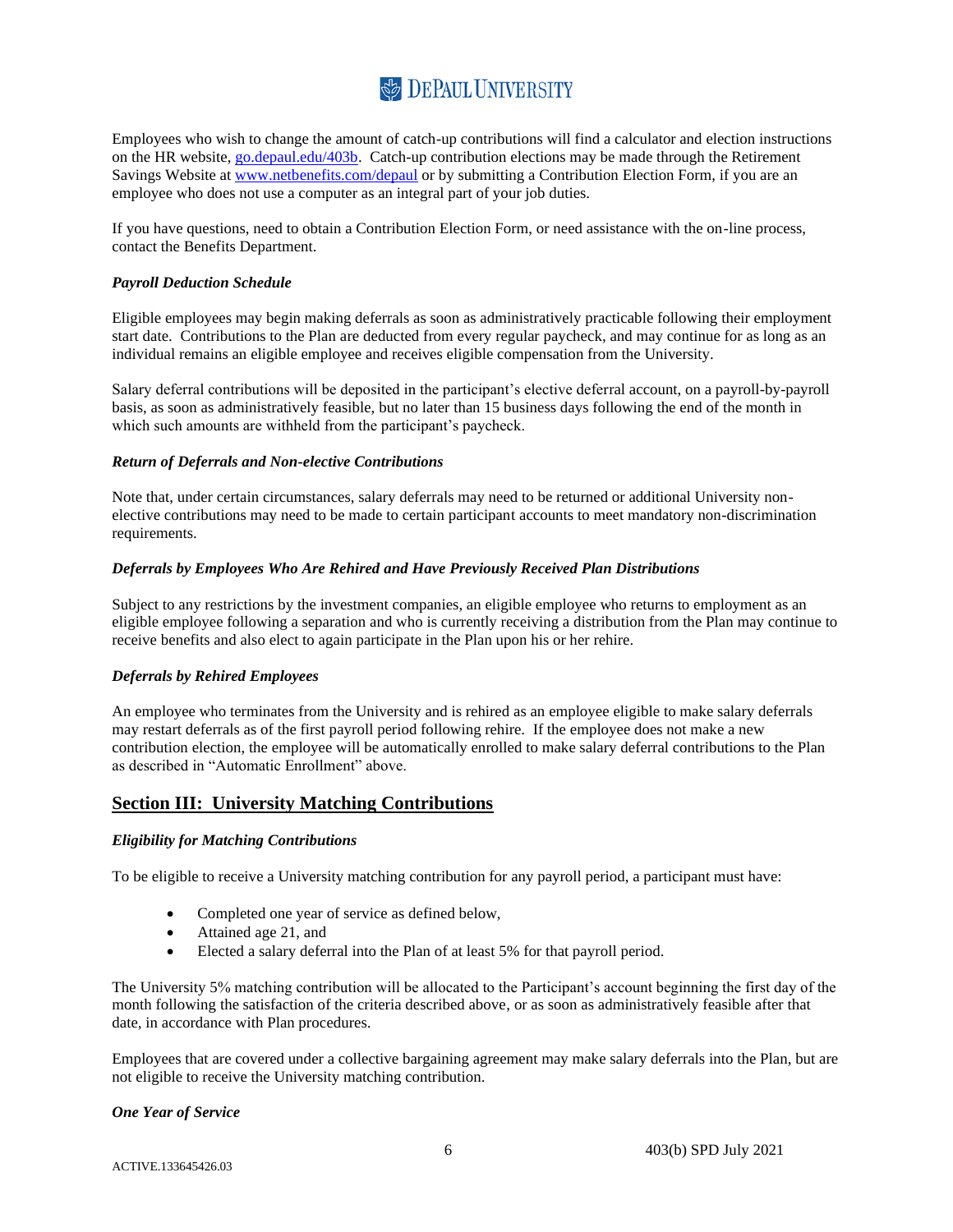Employees who wish to change the amount of catch-up contributions will find a calculator and election instructions on the HR website, [go.depaul.edu/403b](go.depaul.edu/403b). Catch-up contribution elections may be made through the Retirement Savings Website at [www.netbenefits.com/depaul](www.netbenefits.com/depaul) or by submitting a Contribution Election Form, if you are an employee who does not use a computer as an integral part of your job duties.

If you have questions, need to obtain a Contribution Election Form, or need assistance with the on-line process, contact the Benefits Department.

***Payroll Deduction Schedule***

Eligible employees may begin making deferrals as soon as administratively practicable following their employment start date. Contributions to the Plan are deducted from every regular paycheck, and may continue for as long as an individual remains an eligible employee and receives eligible compensation from the University.

Salary deferral contributions will be deposited in the participant's elective deferral account, on a payroll-by-payroll basis, as soon as administratively feasible, but no later than 15 business days following the end of the month in which such amounts are withheld from the participant's paycheck.

***Return of Deferrals and Non-elective Contributions***

Note that, under certain circumstances, salary deferrals may need to be returned or additional University non-elective contributions may need to be made to certain participant accounts to meet mandatory non-discrimination requirements.

***Deferrals by Employees Who Are Rehired and Have Previously Received Plan Distributions***

Subject to any restrictions by the investment companies, an eligible employee who returns to employment as an eligible employee following a separation and who is currently receiving a distribution from the Plan may continue to receive benefits and also elect to again participate in the Plan upon his or her rehire.

***Deferrals by Rehired Employees***

An employee who terminates from the University and is rehired as an employee eligible to make salary deferrals may restart deferrals as of the first payroll period following rehire. If the employee does not make a new contribution election, the employee will be automatically enrolled to make salary deferral contributions to the Plan as described in "Automatic Enrollment" above.

## Section III: University Matching Contributions

***Eligibility for Matching Contributions***

To be eligible to receive a University matching contribution for any payroll period, a participant must have:

- Completed one year of service as defined below,
- Attained age 21, and
- Elected a salary deferral into the Plan of at least 5% for that payroll period.

The University 5% matching contribution will be allocated to the Participant's account beginning the first day of the month following the satisfaction of the criteria described above, or as soon as administratively feasible after that date, in accordance with Plan procedures.

Employees that are covered under a collective bargaining agreement may make salary deferrals into the Plan, but are not eligible to receive the University matching contribution.

***One Year of Service***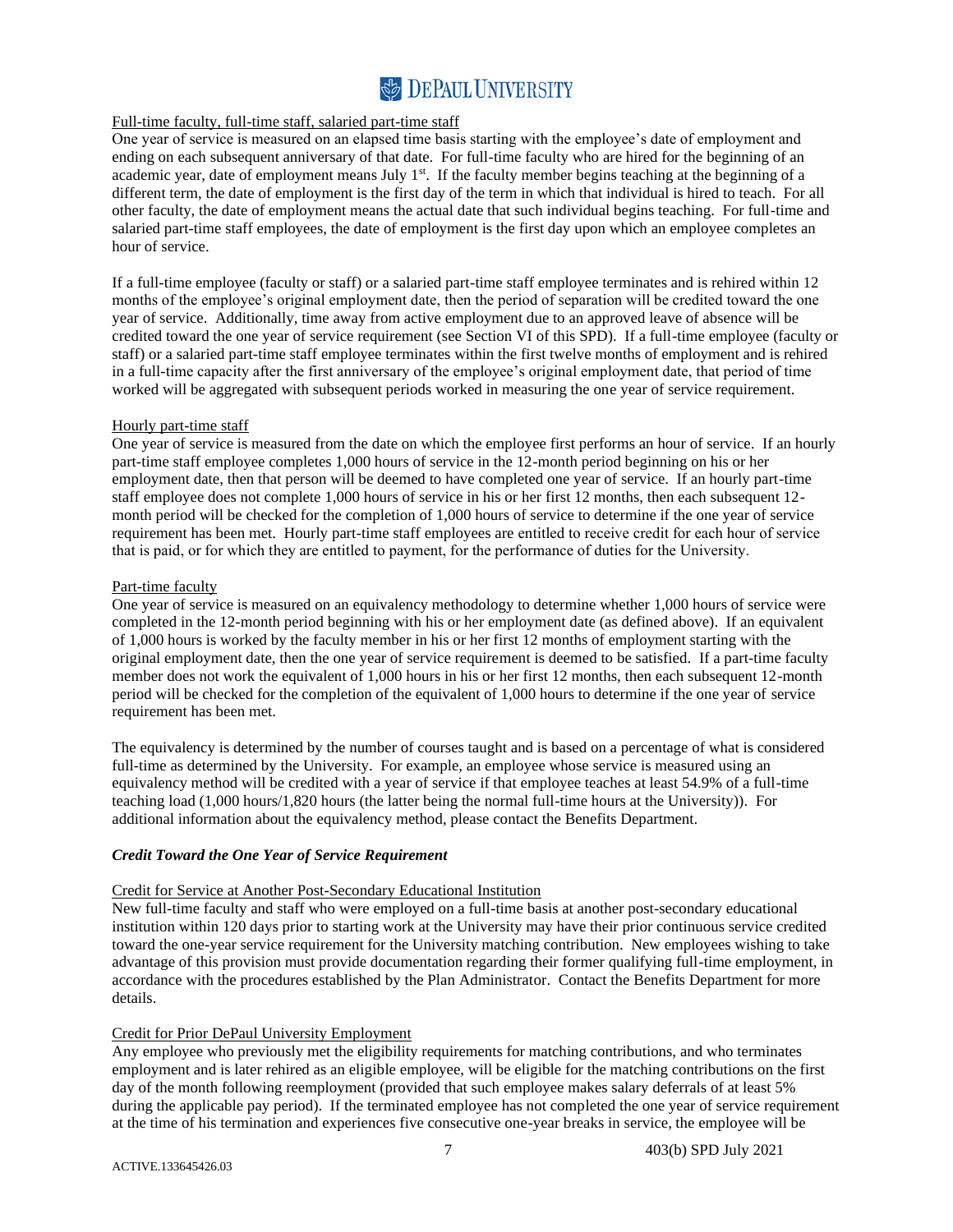Full-time faculty, full-time staff, salaried part-time staff

One year of service is measured on an elapsed time basis starting with the employee's date of employment and ending on each subsequent anniversary of that date. For full-time faculty who are hired for the beginning of an academic year, date of employment means July 1st. If the faculty member begins teaching at the beginning of a different term, the date of employment is the first day of the term in which that individual is hired to teach. For all other faculty, the date of employment means the actual date that such individual begins teaching. For full-time and salaried part-time staff employees, the date of employment is the first day upon which an employee completes an hour of service.

If a full-time employee (faculty or staff) or a salaried part-time staff employee terminates and is rehired within 12 months of the employee's original employment date, then the period of separation will be credited toward the one year of service. Additionally, time away from active employment due to an approved leave of absence will be credited toward the one year of service requirement (see Section VI of this SPD). If a full-time employee (faculty or staff) or a salaried part-time staff employee terminates within the first twelve months of employment and is rehired in a full-time capacity after the first anniversary of the employee's original employment date, that period of time worked will be aggregated with subsequent periods worked in measuring the one year of service requirement.

Hourly part-time staff

One year of service is measured from the date on which the employee first performs an hour of service. If an hourly part-time staff employee completes 1,000 hours of service in the 12-month period beginning on his or her employment date, then that person will be deemed to have completed one year of service. If an hourly part-time staff employee does not complete 1,000 hours of service in his or her first 12 months, then each subsequent 12-month period will be checked for the completion of 1,000 hours of service to determine if the one year of service requirement has been met. Hourly part-time staff employees are entitled to receive credit for each hour of service that is paid, or for which they are entitled to payment, for the performance of duties for the University.

Part-time faculty

One year of service is measured on an equivalency methodology to determine whether 1,000 hours of service were completed in the 12-month period beginning with his or her employment date (as defined above). If an equivalent of 1,000 hours is worked by the faculty member in his or her first 12 months of employment starting with the original employment date, then the one year of service requirement is deemed to be satisfied. If a part-time faculty member does not work the equivalent of 1,000 hours in his or her first 12 months, then each subsequent 12-month period will be checked for the completion of the equivalent of 1,000 hours to determine if the one year of service requirement has been met.

The equivalency is determined by the number of courses taught and is based on a percentage of what is considered full-time as determined by the University. For example, an employee whose service is measured using an equivalency method will be credited with a year of service if that employee teaches at least 54.9% of a full-time teaching load (1,000 hours/1,820 hours (the latter being the normal full-time hours at the University)). For additional information about the equivalency method, please contact the Benefits Department.

***Credit Toward the One Year of Service Requirement***

Credit for Service at Another Post-Secondary Educational Institution

New full-time faculty and staff who were employed on a full-time basis at another post-secondary educational institution within 120 days prior to starting work at the University may have their prior continuous service credited toward the one-year service requirement for the University matching contribution. New employees wishing to take advantage of this provision must provide documentation regarding their former qualifying full-time employment, in accordance with the procedures established by the Plan Administrator. Contact the Benefits Department for more details.

Credit for Prior DePaul University Employment

Any employee who previously met the eligibility requirements for matching contributions, and who terminates employment and is later rehired as an eligible employee, will be eligible for the matching contributions on the first day of the month following reemployment (provided that such employee makes salary deferrals of at least 5% during the applicable pay period). If the terminated employee has not completed the one year of service requirement at the time of his termination and experiences five consecutive one-year breaks in service, the employee will be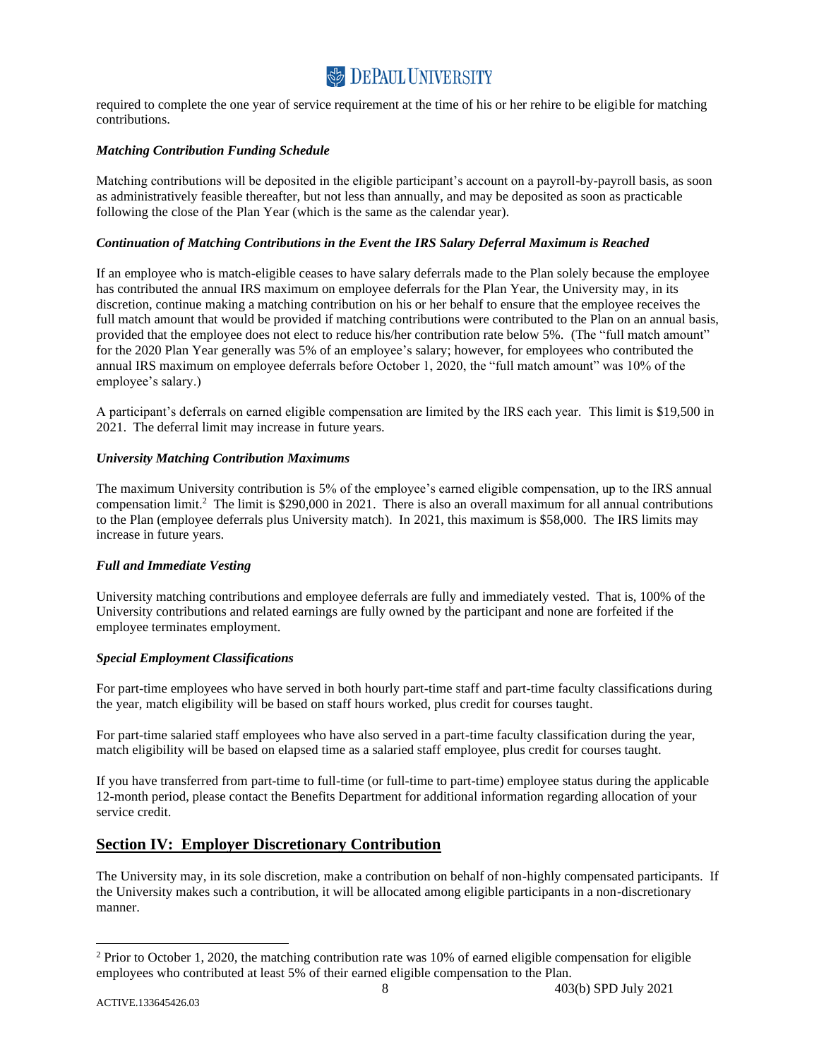required to complete the one year of service requirement at the time of his or her rehire to be eligible for matching contributions.

***Matching Contribution Funding Schedule***

Matching contributions will be deposited in the eligible participant's account on a payroll-by-payroll basis, as soon as administratively feasible thereafter, but not less than annually, and may be deposited as soon as practicable following the close of the Plan Year (which is the same as the calendar year).

***Continuation of Matching Contributions in the Event the IRS Salary Deferral Maximum is Reached***

If an employee who is match-eligible ceases to have salary deferrals made to the Plan solely because the employee has contributed the annual IRS maximum on employee deferrals for the Plan Year, the University may, in its discretion, continue making a matching contribution on his or her behalf to ensure that the employee receives the full match amount that would be provided if matching contributions were contributed to the Plan on an annual basis, provided that the employee does not elect to reduce his/her contribution rate below 5%. (The "full match amount" for the 2020 Plan Year generally was 5% of an employee's salary; however, for employees who contributed the annual IRS maximum on employee deferrals before October 1, 2020, the "full match amount" was 10% of the employee's salary.)

A participant's deferrals on earned eligible compensation are limited by the IRS each year. This limit is $19,500 in 2021. The deferral limit may increase in future years.

***University Matching Contribution Maximums***

The maximum University contribution is 5% of the employee's earned eligible compensation, up to the IRS annual compensation limit.[2] The limit is $290,000 in 2021. There is also an overall maximum for all annual contributions to the Plan (employee deferrals plus University match). In 2021, this maximum is $58,000. The IRS limits may increase in future years.

***Full and Immediate Vesting***

University matching contributions and employee deferrals are fully and immediately vested. That is, 100% of the University contributions and related earnings are fully owned by the participant and none are forfeited if the employee terminates employment.

***Special Employment Classifications***

For part-time employees who have served in both hourly part-time staff and part-time faculty classifications during the year, match eligibility will be based on staff hours worked, plus credit for courses taught.

For part-time salaried staff employees who have also served in a part-time faculty classification during the year, match eligibility will be based on elapsed time as a salaried staff employee, plus credit for courses taught.

If you have transferred from part-time to full-time (or full-time to part-time) employee status during the applicable 12-month period, please contact the Benefits Department for additional information regarding allocation of your service credit.

## Section IV: Employer Discretionary Contribution

The University may, in its sole discretion, make a contribution on behalf of non-highly compensated participants. If the University makes such a contribution, it will be allocated among eligible participants in a non-discretionary manner.

---

[2] Prior to October 1, 2020, the matching contribution rate was 10% of earned eligible compensation for eligible employees who contributed at least 5% of their earned eligible compensation to the Plan.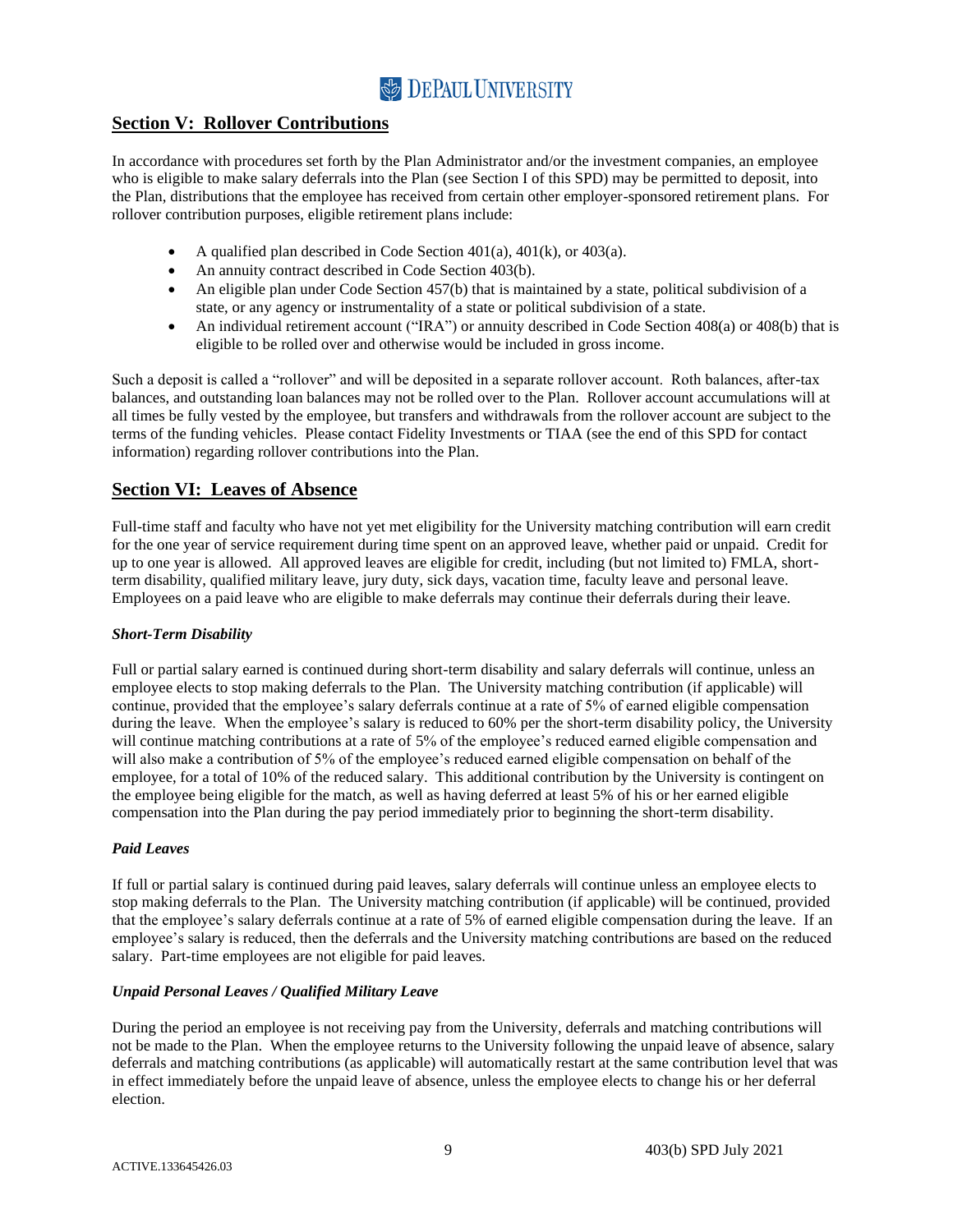## Section V: Rollover Contributions

In accordance with procedures set forth by the Plan Administrator and/or the investment companies, an employee who is eligible to make salary deferrals into the Plan (see Section I of this SPD) may be permitted to deposit, into the Plan, distributions that the employee has received from certain other employer-sponsored retirement plans. For rollover contribution purposes, eligible retirement plans include:

- A qualified plan described in Code Section 401(a), 401(k), or 403(a).
- An annuity contract described in Code Section 403(b).
- An eligible plan under Code Section 457(b) that is maintained by a state, political subdivision of a state, or any agency or instrumentality of a state or political subdivision of a state.
- An individual retirement account ("IRA") or annuity described in Code Section 408(a) or 408(b) that is eligible to be rolled over and otherwise would be included in gross income.

Such a deposit is called a "rollover" and will be deposited in a separate rollover account. Roth balances, after-tax balances, and outstanding loan balances may not be rolled over to the Plan. Rollover account accumulations will at all times be fully vested by the employee, but transfers and withdrawals from the rollover account are subject to the terms of the funding vehicles. Please contact Fidelity Investments or TIAA (see the end of this SPD for contact information) regarding rollover contributions into the Plan.

## Section VI: Leaves of Absence

Full-time staff and faculty who have not yet met eligibility for the University matching contribution will earn credit for the one year of service requirement during time spent on an approved leave, whether paid or unpaid. Credit for up to one year is allowed. All approved leaves are eligible for credit, including (but not limited to) FMLA, short-term disability, qualified military leave, jury duty, sick days, vacation time, faculty leave and personal leave. Employees on a paid leave who are eligible to make deferrals may continue their deferrals during their leave.

### *Short-Term Disability*

Full or partial salary earned is continued during short-term disability and salary deferrals will continue, unless an employee elects to stop making deferrals to the Plan. The University matching contribution (if applicable) will continue, provided that the employee's salary deferrals continue at a rate of 5% of earned eligible compensation during the leave. When the employee's salary is reduced to 60% per the short-term disability policy, the University will continue matching contributions at a rate of 5% of the employee's reduced earned eligible compensation and will also make a contribution of 5% of the employee's reduced earned eligible compensation on behalf of the employee, for a total of 10% of the reduced salary. This additional contribution by the University is contingent on the employee being eligible for the match, as well as having deferred at least 5% of his or her earned eligible compensation into the Plan during the pay period immediately prior to beginning the short-term disability.

### *Paid Leaves*

If full or partial salary is continued during paid leaves, salary deferrals will continue unless an employee elects to stop making deferrals to the Plan. The University matching contribution (if applicable) will be continued, provided that the employee's salary deferrals continue at a rate of 5% of earned eligible compensation during the leave. If an employee's salary is reduced, then the deferrals and the University matching contributions are based on the reduced salary. Part-time employees are not eligible for paid leaves.

### *Unpaid Personal Leaves / Qualified Military Leave*

During the period an employee is not receiving pay from the University, deferrals and matching contributions will not be made to the Plan. When the employee returns to the University following the unpaid leave of absence, salary deferrals and matching contributions (as applicable) will automatically restart at the same contribution level that was in effect immediately before the unpaid leave of absence, unless the employee elects to change his or her deferral election.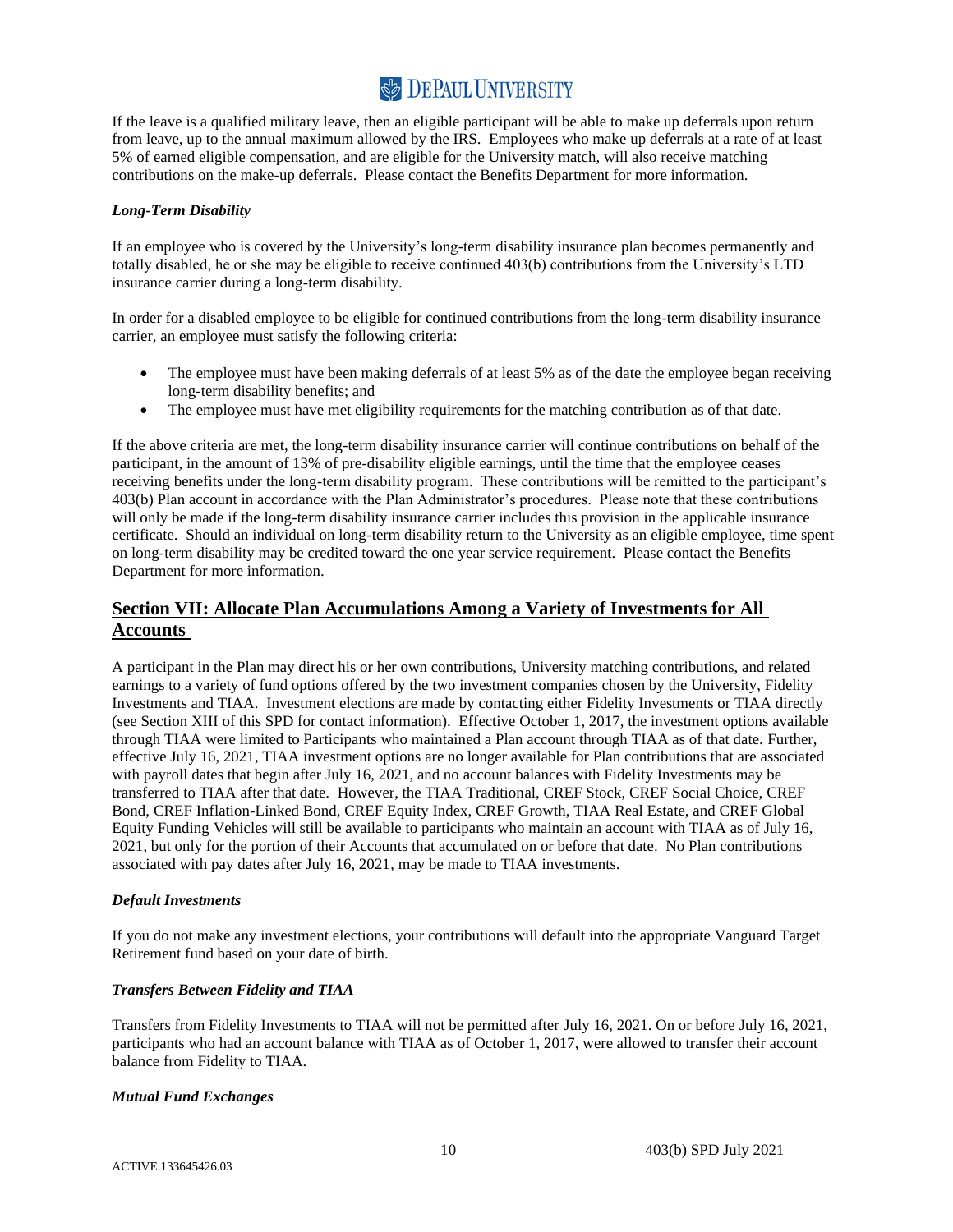If the leave is a qualified military leave, then an eligible participant will be able to make up deferrals upon return from leave, up to the annual maximum allowed by the IRS. Employees who make up deferrals at a rate of at least 5% of earned eligible compensation, and are eligible for the University match, will also receive matching contributions on the make-up deferrals. Please contact the Benefits Department for more information.

***Long-Term Disability***

If an employee who is covered by the University's long-term disability insurance plan becomes permanently and totally disabled, he or she may be eligible to receive continued 403(b) contributions from the University's LTD insurance carrier during a long-term disability.

In order for a disabled employee to be eligible for continued contributions from the long-term disability insurance carrier, an employee must satisfy the following criteria:

- The employee must have been making deferrals of at least 5% as of the date the employee began receiving long-term disability benefits; and
- The employee must have met eligibility requirements for the matching contribution as of that date.

If the above criteria are met, the long-term disability insurance carrier will continue contributions on behalf of the participant, in the amount of 13% of pre-disability eligible earnings, until the time that the employee ceases receiving benefits under the long-term disability program. These contributions will be remitted to the participant's 403(b) Plan account in accordance with the Plan Administrator's procedures. Please note that these contributions will only be made if the long-term disability insurance carrier includes this provision in the applicable insurance certificate. Should an individual on long-term disability return to the University as an eligible employee, time spent on long-term disability may be credited toward the one year service requirement. Please contact the Benefits Department for more information.

## Section VII: Allocate Plan Accumulations Among a Variety of Investments for All Accounts

A participant in the Plan may direct his or her own contributions, University matching contributions, and related earnings to a variety of fund options offered by the two investment companies chosen by the University, Fidelity Investments and TIAA. Investment elections are made by contacting either Fidelity Investments or TIAA directly (see Section XIII of this SPD for contact information). Effective October 1, 2017, the investment options available through TIAA were limited to Participants who maintained a Plan account through TIAA as of that date. Further, effective July 16, 2021, TIAA investment options are no longer available for Plan contributions that are associated with payroll dates that begin after July 16, 2021, and no account balances with Fidelity Investments may be transferred to TIAA after that date. However, the TIAA Traditional, CREF Stock, CREF Social Choice, CREF Bond, CREF Inflation-Linked Bond, CREF Equity Index, CREF Growth, TIAA Real Estate, and CREF Global Equity Funding Vehicles will still be available to participants who maintain an account with TIAA as of July 16, 2021, but only for the portion of their Accounts that accumulated on or before that date. No Plan contributions associated with pay dates after July 16, 2021, may be made to TIAA investments.

***Default Investments***

If you do not make any investment elections, your contributions will default into the appropriate Vanguard Target Retirement fund based on your date of birth.

***Transfers Between Fidelity and TIAA***

Transfers from Fidelity Investments to TIAA will not be permitted after July 16, 2021. On or before July 16, 2021, participants who had an account balance with TIAA as of October 1, 2017, were allowed to transfer their account balance from Fidelity to TIAA.

***Mutual Fund Exchanges***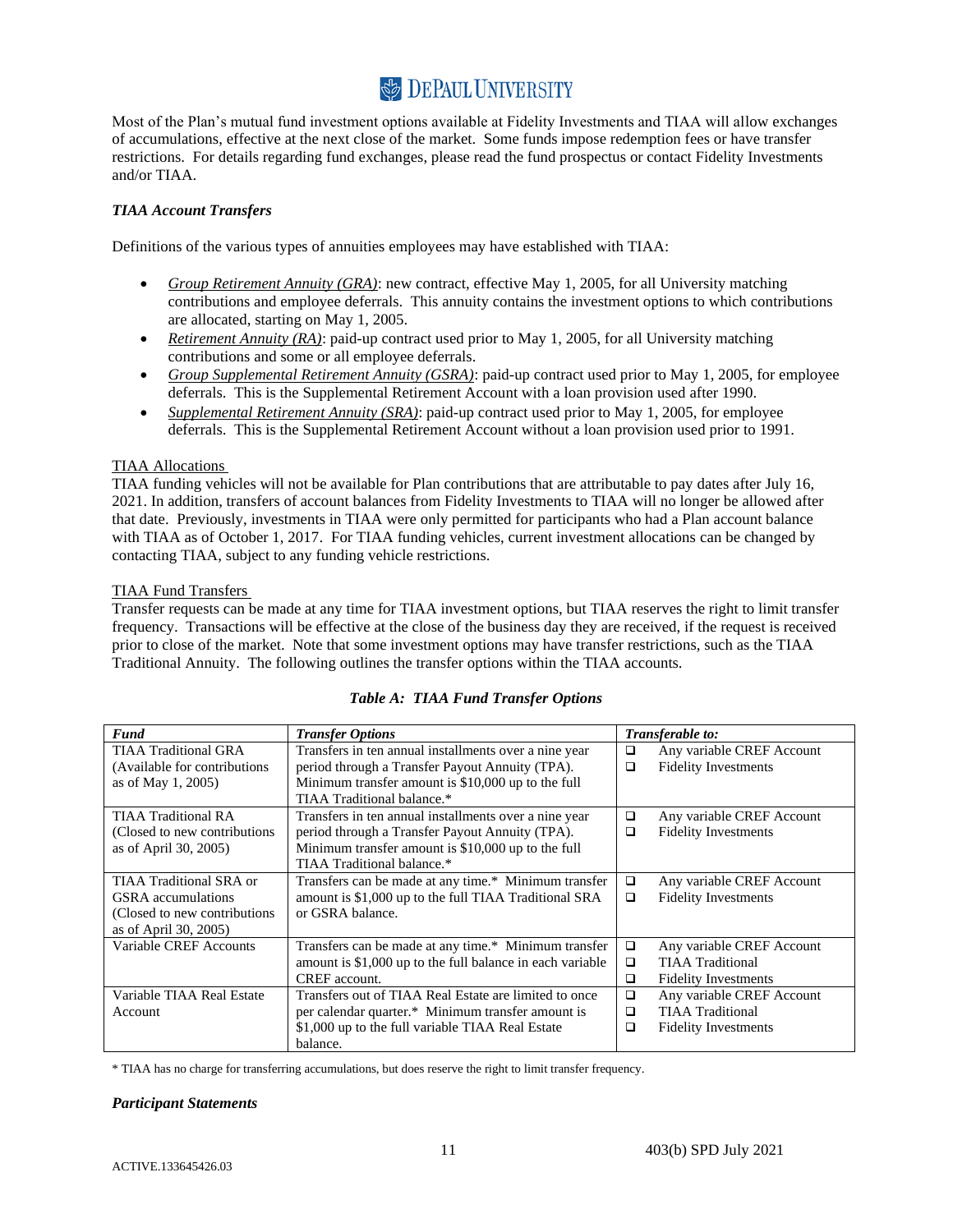Most of the Plan's mutual fund investment options available at Fidelity Investments and TIAA will allow exchanges of accumulations, effective at the next close of the market. Some funds impose redemption fees or have transfer restrictions. For details regarding fund exchanges, please read the fund prospectus or contact Fidelity Investments and/or TIAA.

### *TIAA Account Transfers*

Definitions of the various types of annuities employees may have established with TIAA:

- *Group Retirement Annuity (GRA)*: new contract, effective May 1, 2005, for all University matching contributions and employee deferrals. This annuity contains the investment options to which contributions are allocated, starting on May 1, 2005.
- *Retirement Annuity (RA)*: paid-up contract used prior to May 1, 2005, for all University matching contributions and some or all employee deferrals.
- *Group Supplemental Retirement Annuity (GSRA)*: paid-up contract used prior to May 1, 2005, for employee deferrals. This is the Supplemental Retirement Account with a loan provision used after 1990.
- *Supplemental Retirement Annuity (SRA)*: paid-up contract used prior to May 1, 2005, for employee deferrals. This is the Supplemental Retirement Account without a loan provision used prior to 1991.

TIAA Allocations

TIAA funding vehicles will not be available for Plan contributions that are attributable to pay dates after July 16, 2021. In addition, transfers of account balances from Fidelity Investments to TIAA will no longer be allowed after that date. Previously, investments in TIAA were only permitted for participants who had a Plan account balance with TIAA as of October 1, 2017. For TIAA funding vehicles, current investment allocations can be changed by contacting TIAA, subject to any funding vehicle restrictions.

TIAA Fund Transfers

Transfer requests can be made at any time for TIAA investment options, but TIAA reserves the right to limit transfer frequency. Transactions will be effective at the close of the business day they are received, if the request is received prior to close of the market. Note that some investment options may have transfer restrictions, such as the TIAA Traditional Annuity. The following outlines the transfer options within the TIAA accounts.

***Table A: TIAA Fund Transfer Options***

| *Fund* | *Transfer Options* | *Transferable to:* |
|---|---|---|
| TIAA Traditional GRA (Available for contributions as of May 1, 2005) | Transfers in ten annual installments over a nine year period through a Transfer Payout Annuity (TPA). Minimum transfer amount is $10,000 up to the full TIAA Traditional balance.* | ❑ Any variable CREF Account<br>❑ Fidelity Investments |
| TIAA Traditional RA (Closed to new contributions as of April 30, 2005) | Transfers in ten annual installments over a nine year period through a Transfer Payout Annuity (TPA). Minimum transfer amount is $10,000 up to the full TIAA Traditional balance.* | ❑ Any variable CREF Account<br>❑ Fidelity Investments |
| TIAA Traditional SRA or GSRA accumulations (Closed to new contributions as of April 30, 2005) | Transfers can be made at any time.* Minimum transfer amount is $1,000 up to the full TIAA Traditional SRA or GSRA balance. | ❑ Any variable CREF Account<br>❑ Fidelity Investments |
| Variable CREF Accounts | Transfers can be made at any time.* Minimum transfer amount is $1,000 up to the full balance in each variable CREF account. | ❑ Any variable CREF Account<br>❑ TIAA Traditional<br>❑ Fidelity Investments |
| Variable TIAA Real Estate Account | Transfers out of TIAA Real Estate are limited to once per calendar quarter.* Minimum transfer amount is $1,000 up to the full variable TIAA Real Estate balance. | ❑ Any variable CREF Account<br>❑ TIAA Traditional<br>❑ Fidelity Investments |

* TIAA has no charge for transferring accumulations, but does reserve the right to limit transfer frequency.

### *Participant Statements*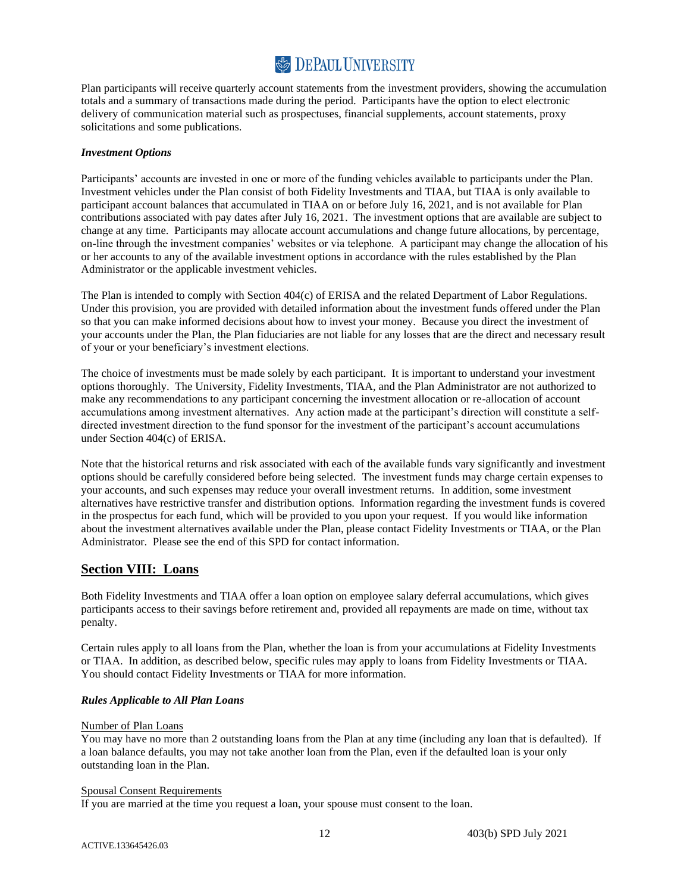Plan participants will receive quarterly account statements from the investment providers, showing the accumulation totals and a summary of transactions made during the period. Participants have the option to elect electronic delivery of communication material such as prospectuses, financial supplements, account statements, proxy solicitations and some publications.

***Investment Options***

Participants' accounts are invested in one or more of the funding vehicles available to participants under the Plan. Investment vehicles under the Plan consist of both Fidelity Investments and TIAA, but TIAA is only available to participant account balances that accumulated in TIAA on or before July 16, 2021, and is not available for Plan contributions associated with pay dates after July 16, 2021. The investment options that are available are subject to change at any time. Participants may allocate account accumulations and change future allocations, by percentage, on-line through the investment companies' websites or via telephone. A participant may change the allocation of his or her accounts to any of the available investment options in accordance with the rules established by the Plan Administrator or the applicable investment vehicles.

The Plan is intended to comply with Section 404(c) of ERISA and the related Department of Labor Regulations. Under this provision, you are provided with detailed information about the investment funds offered under the Plan so that you can make informed decisions about how to invest your money. Because you direct the investment of your accounts under the Plan, the Plan fiduciaries are not liable for any losses that are the direct and necessary result of your or your beneficiary's investment elections.

The choice of investments must be made solely by each participant. It is important to understand your investment options thoroughly. The University, Fidelity Investments, TIAA, and the Plan Administrator are not authorized to make any recommendations to any participant concerning the investment allocation or re-allocation of account accumulations among investment alternatives. Any action made at the participant's direction will constitute a self-directed investment direction to the fund sponsor for the investment of the participant's account accumulations under Section 404(c) of ERISA.

Note that the historical returns and risk associated with each of the available funds vary significantly and investment options should be carefully considered before being selected. The investment funds may charge certain expenses to your accounts, and such expenses may reduce your overall investment returns. In addition, some investment alternatives have restrictive transfer and distribution options. Information regarding the investment funds is covered in the prospectus for each fund, which will be provided to you upon your request. If you would like information about the investment alternatives available under the Plan, please contact Fidelity Investments or TIAA, or the Plan Administrator. Please see the end of this SPD for contact information.

## Section VIII: Loans

Both Fidelity Investments and TIAA offer a loan option on employee salary deferral accumulations, which gives participants access to their savings before retirement and, provided all repayments are made on time, without tax penalty.

Certain rules apply to all loans from the Plan, whether the loan is from your accumulations at Fidelity Investments or TIAA. In addition, as described below, specific rules may apply to loans from Fidelity Investments or TIAA. You should contact Fidelity Investments or TIAA for more information.

***Rules Applicable to All Plan Loans***

Number of Plan Loans

You may have no more than 2 outstanding loans from the Plan at any time (including any loan that is defaulted). If a loan balance defaults, you may not take another loan from the Plan, even if the defaulted loan is your only outstanding loan in the Plan.

Spousal Consent Requirements

If you are married at the time you request a loan, your spouse must consent to the loan.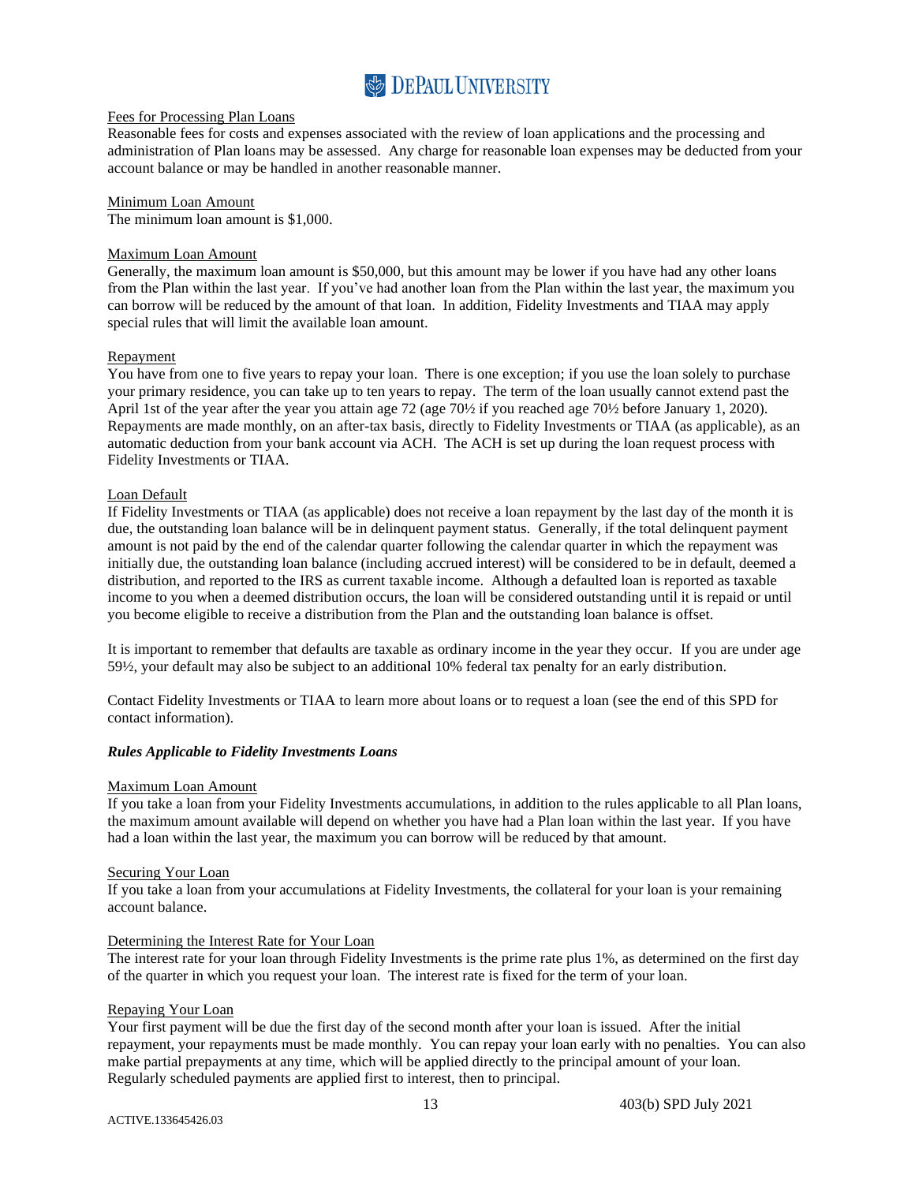Fees for Processing Plan Loans

Reasonable fees for costs and expenses associated with the review of loan applications and the processing and administration of Plan loans may be assessed. Any charge for reasonable loan expenses may be deducted from your account balance or may be handled in another reasonable manner.

Minimum Loan Amount

The minimum loan amount is $1,000.

Maximum Loan Amount

Generally, the maximum loan amount is $50,000, but this amount may be lower if you have had any other loans from the Plan within the last year. If you've had another loan from the Plan within the last year, the maximum you can borrow will be reduced by the amount of that loan. In addition, Fidelity Investments and TIAA may apply special rules that will limit the available loan amount.

Repayment

You have from one to five years to repay your loan. There is one exception; if you use the loan solely to purchase your primary residence, you can take up to ten years to repay. The term of the loan usually cannot extend past the April 1st of the year after the year you attain age 72 (age 70½ if you reached age 70½ before January 1, 2020). Repayments are made monthly, on an after-tax basis, directly to Fidelity Investments or TIAA (as applicable), as an automatic deduction from your bank account via ACH. The ACH is set up during the loan request process with Fidelity Investments or TIAA.

Loan Default

If Fidelity Investments or TIAA (as applicable) does not receive a loan repayment by the last day of the month it is due, the outstanding loan balance will be in delinquent payment status. Generally, if the total delinquent payment amount is not paid by the end of the calendar quarter following the calendar quarter in which the repayment was initially due, the outstanding loan balance (including accrued interest) will be considered to be in default, deemed a distribution, and reported to the IRS as current taxable income. Although a defaulted loan is reported as taxable income to you when a deemed distribution occurs, the loan will be considered outstanding until it is repaid or until you become eligible to receive a distribution from the Plan and the outstanding loan balance is offset.

It is important to remember that defaults are taxable as ordinary income in the year they occur. If you are under age 59½, your default may also be subject to an additional 10% federal tax penalty for an early distribution.

Contact Fidelity Investments or TIAA to learn more about loans or to request a loan (see the end of this SPD for contact information).

***Rules Applicable to Fidelity Investments Loans***

Maximum Loan Amount

If you take a loan from your Fidelity Investments accumulations, in addition to the rules applicable to all Plan loans, the maximum amount available will depend on whether you have had a Plan loan within the last year. If you have had a loan within the last year, the maximum you can borrow will be reduced by that amount.

Securing Your Loan

If you take a loan from your accumulations at Fidelity Investments, the collateral for your loan is your remaining account balance.

Determining the Interest Rate for Your Loan

The interest rate for your loan through Fidelity Investments is the prime rate plus 1%, as determined on the first day of the quarter in which you request your loan. The interest rate is fixed for the term of your loan.

Repaying Your Loan

Your first payment will be due the first day of the second month after your loan is issued. After the initial repayment, your repayments must be made monthly. You can repay your loan early with no penalties. You can also make partial prepayments at any time, which will be applied directly to the principal amount of your loan. Regularly scheduled payments are applied first to interest, then to principal.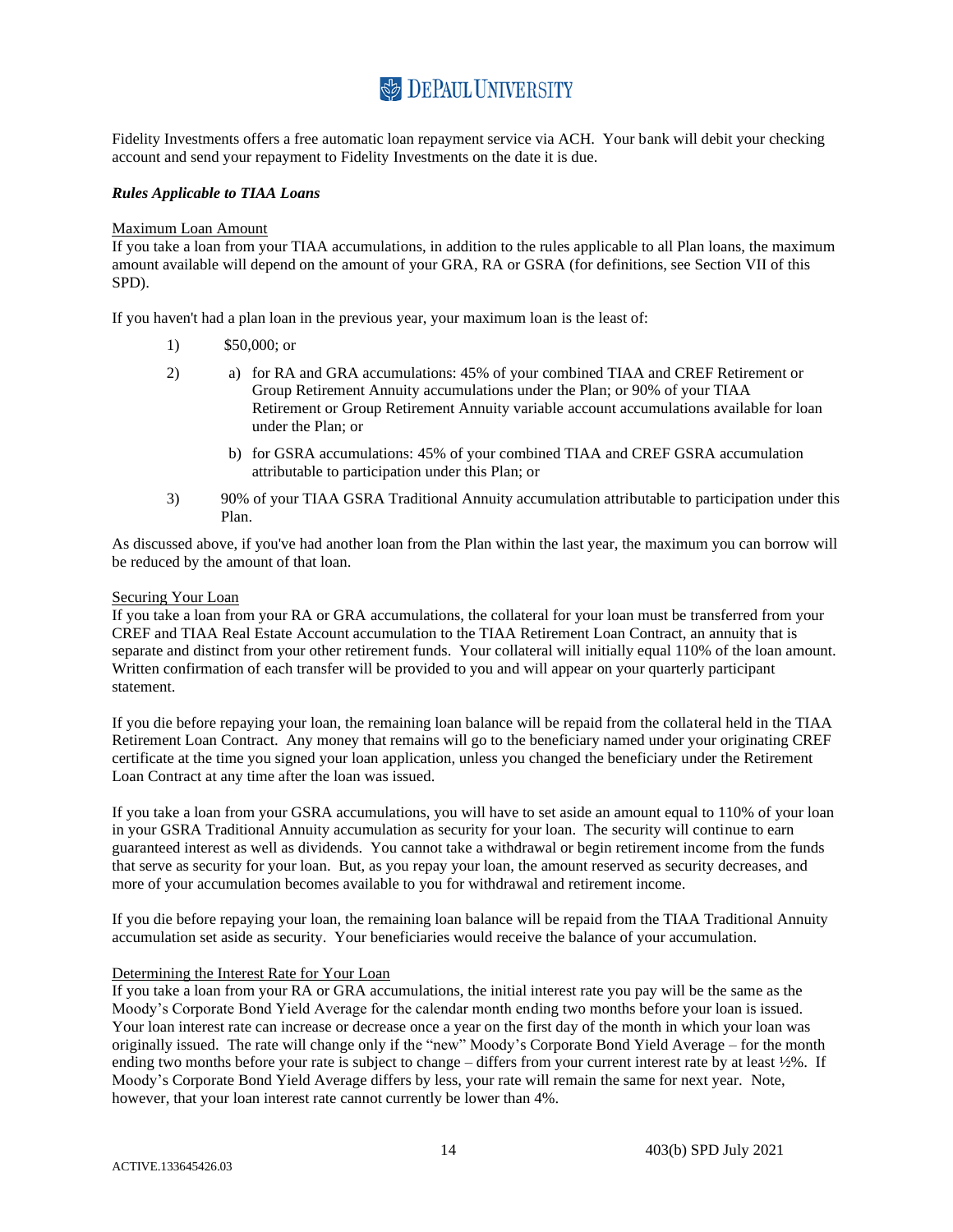Fidelity Investments offers a free automatic loan repayment service via ACH. Your bank will debit your checking account and send your repayment to Fidelity Investments on the date it is due.

***Rules Applicable to TIAA Loans***

Maximum Loan Amount

If you take a loan from your TIAA accumulations, in addition to the rules applicable to all Plan loans, the maximum amount available will depend on the amount of your GRA, RA or GSRA (for definitions, see Section VII of this SPD).

If you haven't had a plan loan in the previous year, your maximum loan is the least of:

1) \$50,000; or

2) a) for RA and GRA accumulations: 45% of your combined TIAA and CREF Retirement or Group Retirement Annuity accumulations under the Plan; or 90% of your TIAA Retirement or Group Retirement Annuity variable account accumulations available for loan under the Plan; or

   b) for GSRA accumulations: 45% of your combined TIAA and CREF GSRA accumulation attributable to participation under this Plan; or

3) 90% of your TIAA GSRA Traditional Annuity accumulation attributable to participation under this Plan.

As discussed above, if you've had another loan from the Plan within the last year, the maximum you can borrow will be reduced by the amount of that loan.

Securing Your Loan

If you take a loan from your RA or GRA accumulations, the collateral for your loan must be transferred from your CREF and TIAA Real Estate Account accumulation to the TIAA Retirement Loan Contract, an annuity that is separate and distinct from your other retirement funds. Your collateral will initially equal 110% of the loan amount. Written confirmation of each transfer will be provided to you and will appear on your quarterly participant statement.

If you die before repaying your loan, the remaining loan balance will be repaid from the collateral held in the TIAA Retirement Loan Contract. Any money that remains will go to the beneficiary named under your originating CREF certificate at the time you signed your loan application, unless you changed the beneficiary under the Retirement Loan Contract at any time after the loan was issued.

If you take a loan from your GSRA accumulations, you will have to set aside an amount equal to 110% of your loan in your GSRA Traditional Annuity accumulation as security for your loan. The security will continue to earn guaranteed interest as well as dividends. You cannot take a withdrawal or begin retirement income from the funds that serve as security for your loan. But, as you repay your loan, the amount reserved as security decreases, and more of your accumulation becomes available to you for withdrawal and retirement income.

If you die before repaying your loan, the remaining loan balance will be repaid from the TIAA Traditional Annuity accumulation set aside as security. Your beneficiaries would receive the balance of your accumulation.

Determining the Interest Rate for Your Loan

If you take a loan from your RA or GRA accumulations, the initial interest rate you pay will be the same as the Moody's Corporate Bond Yield Average for the calendar month ending two months before your loan is issued. Your loan interest rate can increase or decrease once a year on the first day of the month in which your loan was originally issued. The rate will change only if the "new" Moody's Corporate Bond Yield Average – for the month ending two months before your rate is subject to change – differs from your current interest rate by at least ½%. If Moody's Corporate Bond Yield Average differs by less, your rate will remain the same for next year. Note, however, that your loan interest rate cannot currently be lower than 4%.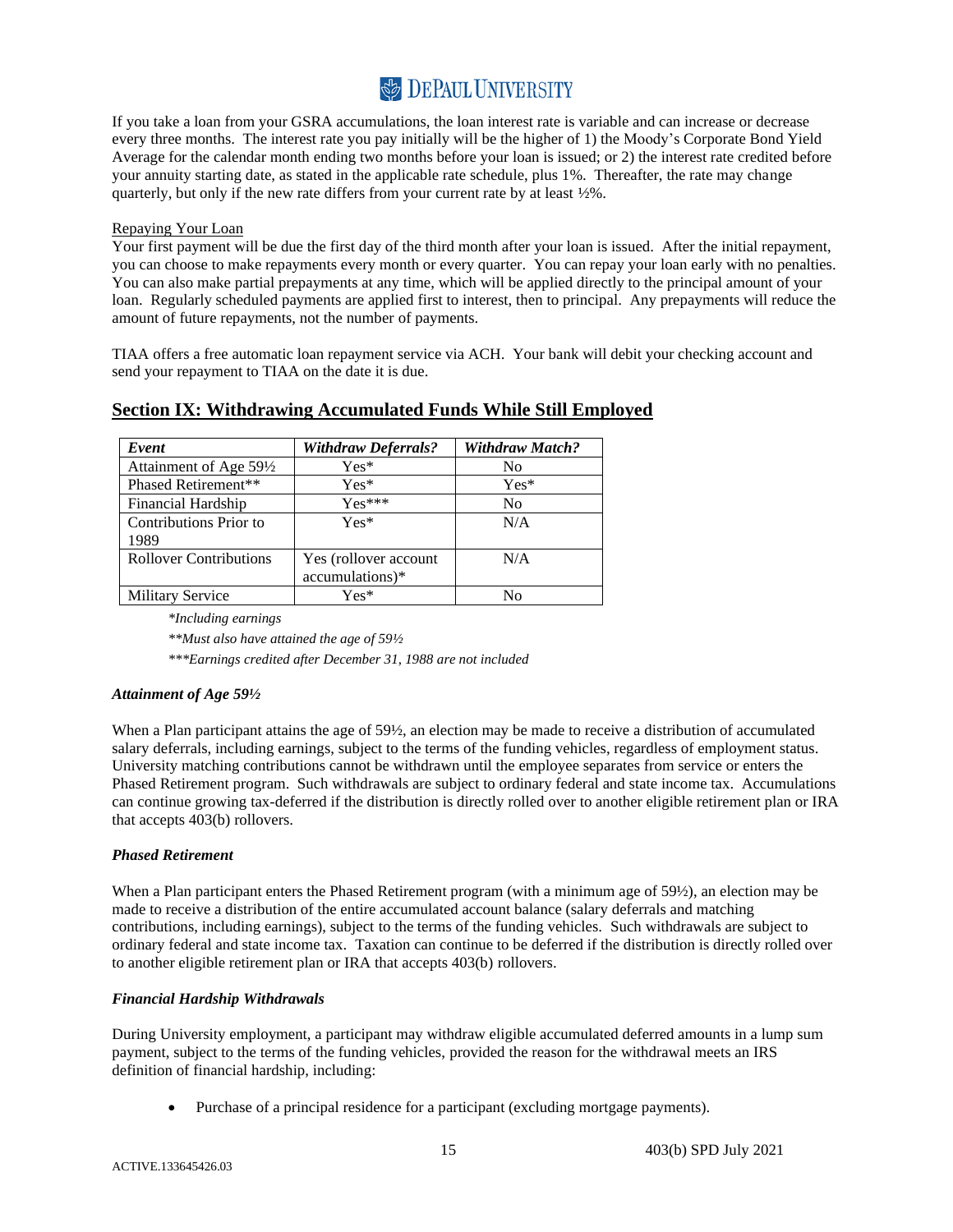If you take a loan from your GSRA accumulations, the loan interest rate is variable and can increase or decrease every three months. The interest rate you pay initially will be the higher of 1) the Moody's Corporate Bond Yield Average for the calendar month ending two months before your loan is issued; or 2) the interest rate credited before your annuity starting date, as stated in the applicable rate schedule, plus 1%. Thereafter, the rate may change quarterly, but only if the new rate differs from your current rate by at least ½%.

Repaying Your Loan

Your first payment will be due the first day of the third month after your loan is issued. After the initial repayment, you can choose to make repayments every month or every quarter. You can repay your loan early with no penalties. You can also make partial prepayments at any time, which will be applied directly to the principal amount of your loan. Regularly scheduled payments are applied first to interest, then to principal. Any prepayments will reduce the amount of future repayments, not the number of payments.

TIAA offers a free automatic loan repayment service via ACH. Your bank will debit your checking account and send your repayment to TIAA on the date it is due.

## Section IX: Withdrawing Accumulated Funds While Still Employed

| *Event* | *Withdraw Deferrals?* | *Withdraw Match?* |
|---|---|---|
| Attainment of Age 59½ | Yes* | No |
| Phased Retirement** | Yes* | Yes* |
| Financial Hardship | Yes*** | No |
| Contributions Prior to 1989 | Yes* | N/A |
| Rollover Contributions | Yes (rollover account accumulations)* | N/A |
| Military Service | Yes* | No |

*\*Including earnings*

*\*\*Must also have attained the age of 59½*

*\*\*\*Earnings credited after December 31, 1988 are not included*

***Attainment of Age 59½***

When a Plan participant attains the age of 59½, an election may be made to receive a distribution of accumulated salary deferrals, including earnings, subject to the terms of the funding vehicles, regardless of employment status. University matching contributions cannot be withdrawn until the employee separates from service or enters the Phased Retirement program. Such withdrawals are subject to ordinary federal and state income tax. Accumulations can continue growing tax-deferred if the distribution is directly rolled over to another eligible retirement plan or IRA that accepts 403(b) rollovers.

***Phased Retirement***

When a Plan participant enters the Phased Retirement program (with a minimum age of 59½), an election may be made to receive a distribution of the entire accumulated account balance (salary deferrals and matching contributions, including earnings), subject to the terms of the funding vehicles. Such withdrawals are subject to ordinary federal and state income tax. Taxation can continue to be deferred if the distribution is directly rolled over to another eligible retirement plan or IRA that accepts 403(b) rollovers.

***Financial Hardship Withdrawals***

During University employment, a participant may withdraw eligible accumulated deferred amounts in a lump sum payment, subject to the terms of the funding vehicles, provided the reason for the withdrawal meets an IRS definition of financial hardship, including:

- Purchase of a principal residence for a participant (excluding mortgage payments).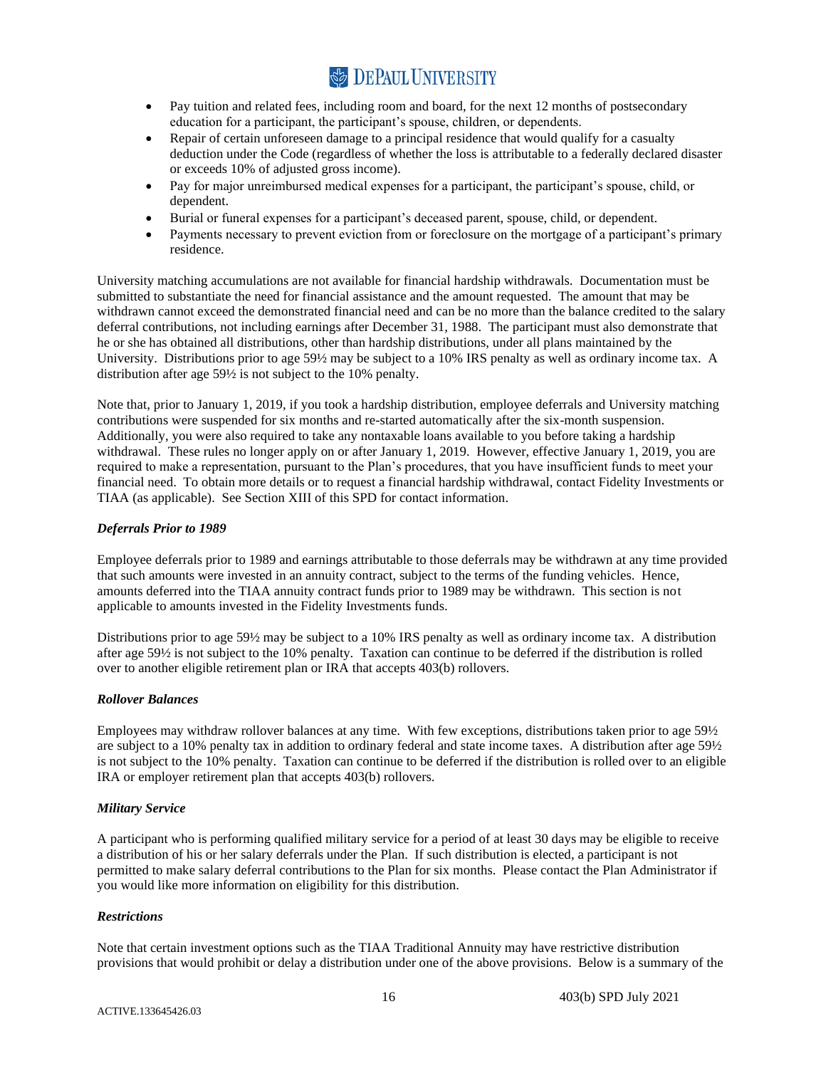- Pay tuition and related fees, including room and board, for the next 12 months of postsecondary education for a participant, the participant's spouse, children, or dependents.
- Repair of certain unforeseen damage to a principal residence that would qualify for a casualty deduction under the Code (regardless of whether the loss is attributable to a federally declared disaster or exceeds 10% of adjusted gross income).
- Pay for major unreimbursed medical expenses for a participant, the participant's spouse, child, or dependent.
- Burial or funeral expenses for a participant's deceased parent, spouse, child, or dependent.
- Payments necessary to prevent eviction from or foreclosure on the mortgage of a participant's primary residence.

University matching accumulations are not available for financial hardship withdrawals. Documentation must be submitted to substantiate the need for financial assistance and the amount requested. The amount that may be withdrawn cannot exceed the demonstrated financial need and can be no more than the balance credited to the salary deferral contributions, not including earnings after December 31, 1988. The participant must also demonstrate that he or she has obtained all distributions, other than hardship distributions, under all plans maintained by the University. Distributions prior to age 59½ may be subject to a 10% IRS penalty as well as ordinary income tax. A distribution after age 59½ is not subject to the 10% penalty.

Note that, prior to January 1, 2019, if you took a hardship distribution, employee deferrals and University matching contributions were suspended for six months and re-started automatically after the six-month suspension. Additionally, you were also required to take any nontaxable loans available to you before taking a hardship withdrawal. These rules no longer apply on or after January 1, 2019. However, effective January 1, 2019, you are required to make a representation, pursuant to the Plan's procedures, that you have insufficient funds to meet your financial need. To obtain more details or to request a financial hardship withdrawal, contact Fidelity Investments or TIAA (as applicable). See Section XIII of this SPD for contact information.

***Deferrals Prior to 1989***

Employee deferrals prior to 1989 and earnings attributable to those deferrals may be withdrawn at any time provided that such amounts were invested in an annuity contract, subject to the terms of the funding vehicles. Hence, amounts deferred into the TIAA annuity contract funds prior to 1989 may be withdrawn. This section is not applicable to amounts invested in the Fidelity Investments funds.

Distributions prior to age 59½ may be subject to a 10% IRS penalty as well as ordinary income tax. A distribution after age 59½ is not subject to the 10% penalty. Taxation can continue to be deferred if the distribution is rolled over to another eligible retirement plan or IRA that accepts 403(b) rollovers.

***Rollover Balances***

Employees may withdraw rollover balances at any time. With few exceptions, distributions taken prior to age 59½ are subject to a 10% penalty tax in addition to ordinary federal and state income taxes. A distribution after age 59½ is not subject to the 10% penalty. Taxation can continue to be deferred if the distribution is rolled over to an eligible IRA or employer retirement plan that accepts 403(b) rollovers.

***Military Service***

A participant who is performing qualified military service for a period of at least 30 days may be eligible to receive a distribution of his or her salary deferrals under the Plan. If such distribution is elected, a participant is not permitted to make salary deferral contributions to the Plan for six months. Please contact the Plan Administrator if you would like more information on eligibility for this distribution.

***Restrictions***

Note that certain investment options such as the TIAA Traditional Annuity may have restrictive distribution provisions that would prohibit or delay a distribution under one of the above provisions. Below is a summary of the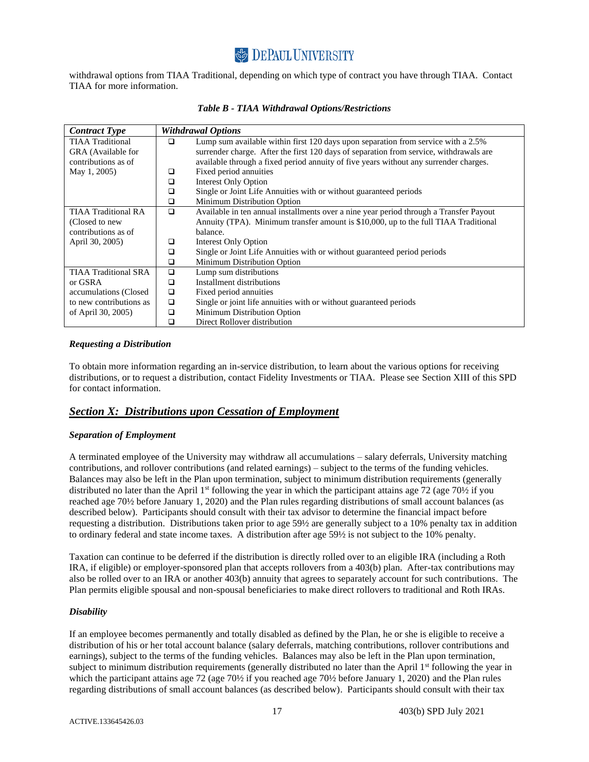withdrawal options from TIAA Traditional, depending on which type of contract you have through TIAA. Contact TIAA for more information.

*Table B - TIAA Withdrawal Options/Restrictions*

| *Contract Type* | *Withdrawal Options* |
|---|---|
| TIAA Traditional GRA (Available for contributions as of May 1, 2005) | ❑ Lump sum available within first 120 days upon separation from service with a 2.5% surrender charge. After the first 120 days of separation from service, withdrawals are available through a fixed period annuity of five years without any surrender charges.<br>❑ Fixed period annuities<br>❑ Interest Only Option<br>❑ Single or Joint Life Annuities with or without guaranteed periods<br>❑ Minimum Distribution Option |
| TIAA Traditional RA (Closed to new contributions as of April 30, 2005) | ❑ Available in ten annual installments over a nine year period through a Transfer Payout Annuity (TPA). Minimum transfer amount is $10,000, up to the full TIAA Traditional balance.<br>❑ Interest Only Option<br>❑ Single or Joint Life Annuities with or without guaranteed period periods<br>❑ Minimum Distribution Option |
| TIAA Traditional SRA or GSRA accumulations (Closed to new contributions as of April 30, 2005) | ❑ Lump sum distributions<br>❑ Installment distributions<br>❑ Fixed period annuities<br>❑ Single or joint life annuities with or without guaranteed periods<br>❑ Minimum Distribution Option<br>❑ Direct Rollover distribution |

***Requesting a Distribution***

To obtain more information regarding an in-service distribution, to learn about the various options for receiving distributions, or to request a distribution, contact Fidelity Investments or TIAA. Please see Section XIII of this SPD for contact information.

## ***Section X: Distributions upon Cessation of Employment***

***Separation of Employment***

A terminated employee of the University may withdraw all accumulations – salary deferrals, University matching contributions, and rollover contributions (and related earnings) – subject to the terms of the funding vehicles. Balances may also be left in the Plan upon termination, subject to minimum distribution requirements (generally distributed no later than the April 1st following the year in which the participant attains age 72 (age 70½ if you reached age 70½ before January 1, 2020) and the Plan rules regarding distributions of small account balances (as described below). Participants should consult with their tax advisor to determine the financial impact before requesting a distribution. Distributions taken prior to age 59½ are generally subject to a 10% penalty tax in addition to ordinary federal and state income taxes. A distribution after age 59½ is not subject to the 10% penalty.

Taxation can continue to be deferred if the distribution is directly rolled over to an eligible IRA (including a Roth IRA, if eligible) or employer-sponsored plan that accepts rollovers from a 403(b) plan. After-tax contributions may also be rolled over to an IRA or another 403(b) annuity that agrees to separately account for such contributions. The Plan permits eligible spousal and non-spousal beneficiaries to make direct rollovers to traditional and Roth IRAs.

***Disability***

If an employee becomes permanently and totally disabled as defined by the Plan, he or she is eligible to receive a distribution of his or her total account balance (salary deferrals, matching contributions, rollover contributions and earnings), subject to the terms of the funding vehicles. Balances may also be left in the Plan upon termination, subject to minimum distribution requirements (generally distributed no later than the April 1st following the year in which the participant attains age 72 (age 70½ if you reached age 70½ before January 1, 2020) and the Plan rules regarding distributions of small account balances (as described below). Participants should consult with their tax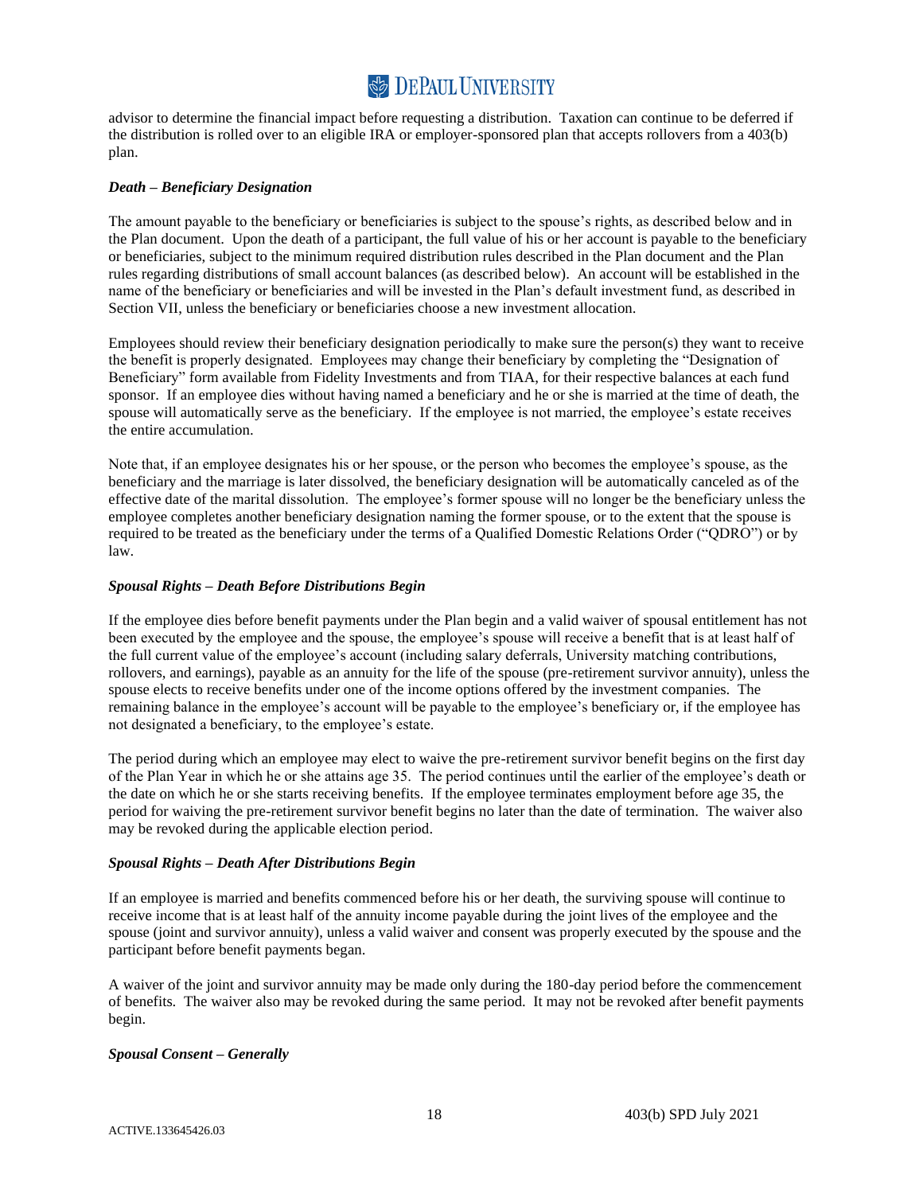advisor to determine the financial impact before requesting a distribution. Taxation can continue to be deferred if the distribution is rolled over to an eligible IRA or employer-sponsored plan that accepts rollovers from a 403(b) plan.

***Death – Beneficiary Designation***

The amount payable to the beneficiary or beneficiaries is subject to the spouse's rights, as described below and in the Plan document. Upon the death of a participant, the full value of his or her account is payable to the beneficiary or beneficiaries, subject to the minimum required distribution rules described in the Plan document and the Plan rules regarding distributions of small account balances (as described below). An account will be established in the name of the beneficiary or beneficiaries and will be invested in the Plan's default investment fund, as described in Section VII, unless the beneficiary or beneficiaries choose a new investment allocation.

Employees should review their beneficiary designation periodically to make sure the person(s) they want to receive the benefit is properly designated. Employees may change their beneficiary by completing the "Designation of Beneficiary" form available from Fidelity Investments and from TIAA, for their respective balances at each fund sponsor. If an employee dies without having named a beneficiary and he or she is married at the time of death, the spouse will automatically serve as the beneficiary. If the employee is not married, the employee's estate receives the entire accumulation.

Note that, if an employee designates his or her spouse, or the person who becomes the employee's spouse, as the beneficiary and the marriage is later dissolved, the beneficiary designation will be automatically canceled as of the effective date of the marital dissolution. The employee's former spouse will no longer be the beneficiary unless the employee completes another beneficiary designation naming the former spouse, or to the extent that the spouse is required to be treated as the beneficiary under the terms of a Qualified Domestic Relations Order ("QDRO") or by law.

***Spousal Rights – Death Before Distributions Begin***

If the employee dies before benefit payments under the Plan begin and a valid waiver of spousal entitlement has not been executed by the employee and the spouse, the employee's spouse will receive a benefit that is at least half of the full current value of the employee's account (including salary deferrals, University matching contributions, rollovers, and earnings), payable as an annuity for the life of the spouse (pre-retirement survivor annuity), unless the spouse elects to receive benefits under one of the income options offered by the investment companies. The remaining balance in the employee's account will be payable to the employee's beneficiary or, if the employee has not designated a beneficiary, to the employee's estate.

The period during which an employee may elect to waive the pre-retirement survivor benefit begins on the first day of the Plan Year in which he or she attains age 35. The period continues until the earlier of the employee's death or the date on which he or she starts receiving benefits. If the employee terminates employment before age 35, the period for waiving the pre-retirement survivor benefit begins no later than the date of termination. The waiver also may be revoked during the applicable election period.

***Spousal Rights – Death After Distributions Begin***

If an employee is married and benefits commenced before his or her death, the surviving spouse will continue to receive income that is at least half of the annuity income payable during the joint lives of the employee and the spouse (joint and survivor annuity), unless a valid waiver and consent was properly executed by the spouse and the participant before benefit payments began.

A waiver of the joint and survivor annuity may be made only during the 180-day period before the commencement of benefits. The waiver also may be revoked during the same period. It may not be revoked after benefit payments begin.

***Spousal Consent – Generally***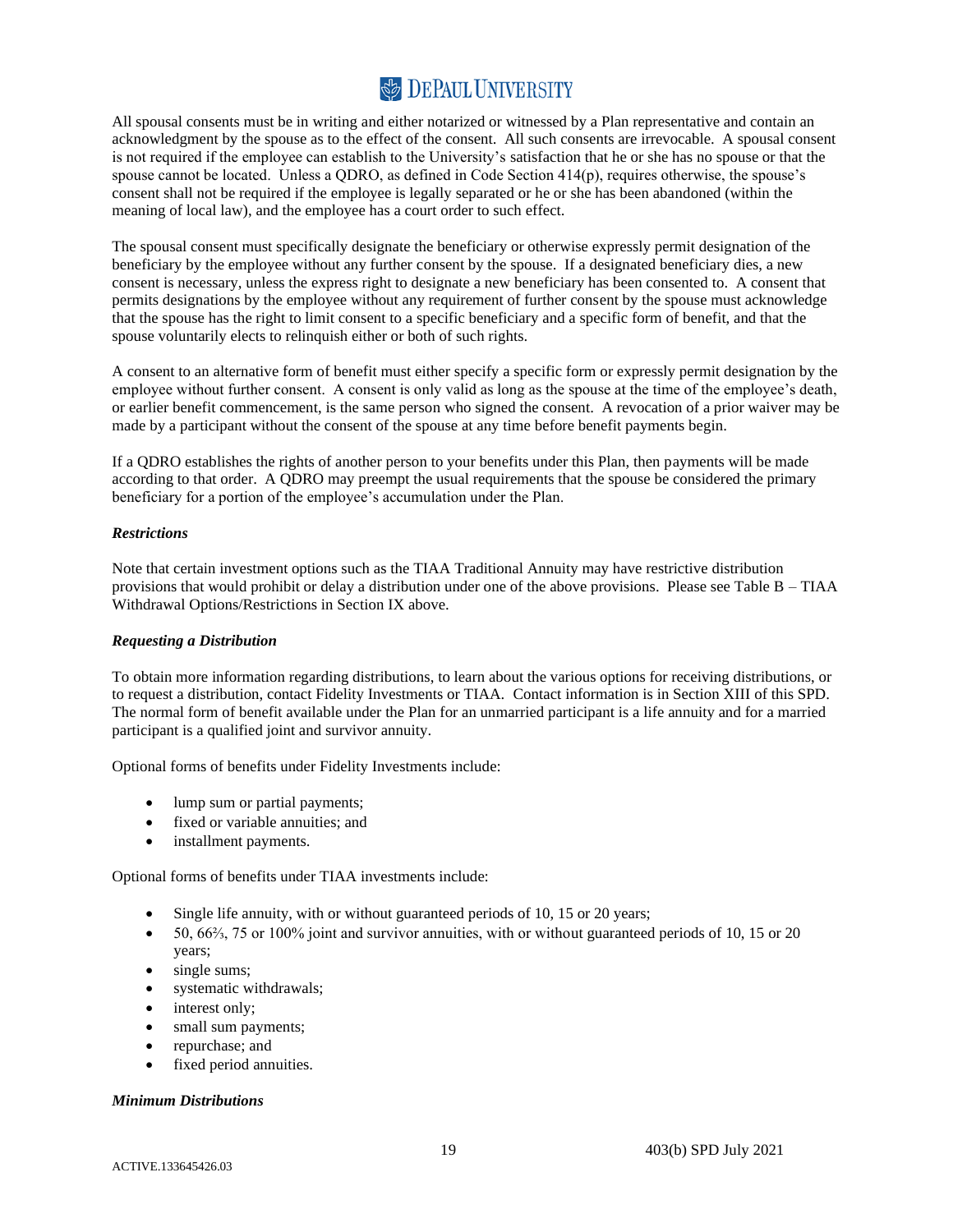All spousal consents must be in writing and either notarized or witnessed by a Plan representative and contain an acknowledgment by the spouse as to the effect of the consent. All such consents are irrevocable. A spousal consent is not required if the employee can establish to the University's satisfaction that he or she has no spouse or that the spouse cannot be located. Unless a QDRO, as defined in Code Section 414(p), requires otherwise, the spouse's consent shall not be required if the employee is legally separated or he or she has been abandoned (within the meaning of local law), and the employee has a court order to such effect.

The spousal consent must specifically designate the beneficiary or otherwise expressly permit designation of the beneficiary by the employee without any further consent by the spouse. If a designated beneficiary dies, a new consent is necessary, unless the express right to designate a new beneficiary has been consented to. A consent that permits designations by the employee without any requirement of further consent by the spouse must acknowledge that the spouse has the right to limit consent to a specific beneficiary and a specific form of benefit, and that the spouse voluntarily elects to relinquish either or both of such rights.

A consent to an alternative form of benefit must either specify a specific form or expressly permit designation by the employee without further consent. A consent is only valid as long as the spouse at the time of the employee's death, or earlier benefit commencement, is the same person who signed the consent. A revocation of a prior waiver may be made by a participant without the consent of the spouse at any time before benefit payments begin.

If a QDRO establishes the rights of another person to your benefits under this Plan, then payments will be made according to that order. A QDRO may preempt the usual requirements that the spouse be considered the primary beneficiary for a portion of the employee's accumulation under the Plan.

***Restrictions***

Note that certain investment options such as the TIAA Traditional Annuity may have restrictive distribution provisions that would prohibit or delay a distribution under one of the above provisions. Please see Table B – TIAA Withdrawal Options/Restrictions in Section IX above.

***Requesting a Distribution***

To obtain more information regarding distributions, to learn about the various options for receiving distributions, or to request a distribution, contact Fidelity Investments or TIAA. Contact information is in Section XIII of this SPD. The normal form of benefit available under the Plan for an unmarried participant is a life annuity and for a married participant is a qualified joint and survivor annuity.

Optional forms of benefits under Fidelity Investments include:

- lump sum or partial payments;
- fixed or variable annuities; and
- installment payments.

Optional forms of benefits under TIAA investments include:

- Single life annuity, with or without guaranteed periods of 10, 15 or 20 years;
- 50, 66⅔, 75 or 100% joint and survivor annuities, with or without guaranteed periods of 10, 15 or 20 years;
- single sums;
- systematic withdrawals;
- interest only;
- small sum payments;
- repurchase; and
- fixed period annuities.

***Minimum Distributions***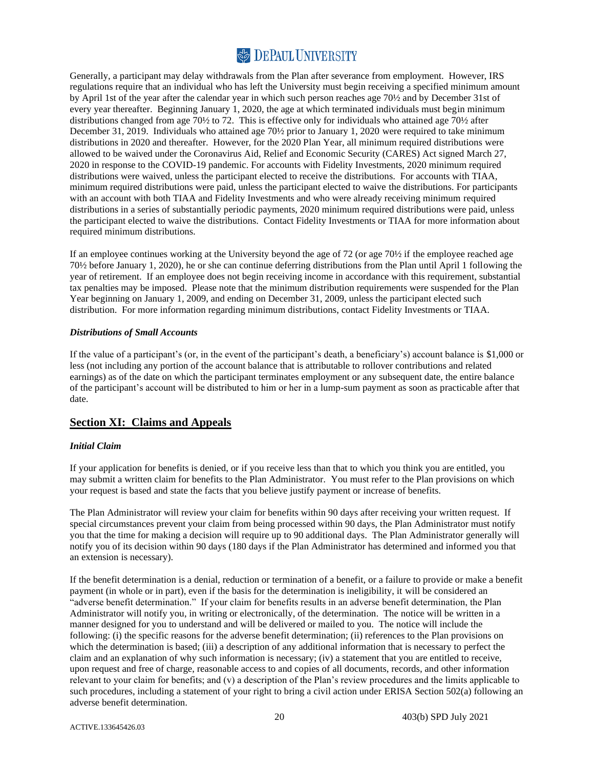Generally, a participant may delay withdrawals from the Plan after severance from employment. However, IRS regulations require that an individual who has left the University must begin receiving a specified minimum amount by April 1st of the year after the calendar year in which such person reaches age 70½ and by December 31st of every year thereafter. Beginning January 1, 2020, the age at which terminated individuals must begin minimum distributions changed from age 70½ to 72. This is effective only for individuals who attained age 70½ after December 31, 2019. Individuals who attained age 70½ prior to January 1, 2020 were required to take minimum distributions in 2020 and thereafter. However, for the 2020 Plan Year, all minimum required distributions were allowed to be waived under the Coronavirus Aid, Relief and Economic Security (CARES) Act signed March 27, 2020 in response to the COVID-19 pandemic. For accounts with Fidelity Investments, 2020 minimum required distributions were waived, unless the participant elected to receive the distributions. For accounts with TIAA, minimum required distributions were paid, unless the participant elected to waive the distributions. For participants with an account with both TIAA and Fidelity Investments and who were already receiving minimum required distributions in a series of substantially periodic payments, 2020 minimum required distributions were paid, unless the participant elected to waive the distributions. Contact Fidelity Investments or TIAA for more information about required minimum distributions.

If an employee continues working at the University beyond the age of 72 (or age 70½ if the employee reached age 70½ before January 1, 2020), he or she can continue deferring distributions from the Plan until April 1 following the year of retirement. If an employee does not begin receiving income in accordance with this requirement, substantial tax penalties may be imposed. Please note that the minimum distribution requirements were suspended for the Plan Year beginning on January 1, 2009, and ending on December 31, 2009, unless the participant elected such distribution. For more information regarding minimum distributions, contact Fidelity Investments or TIAA.

***Distributions of Small Accounts***

If the value of a participant's (or, in the event of the participant's death, a beneficiary's) account balance is $1,000 or less (not including any portion of the account balance that is attributable to rollover contributions and related earnings) as of the date on which the participant terminates employment or any subsequent date, the entire balance of the participant's account will be distributed to him or her in a lump-sum payment as soon as practicable after that date.

## Section XI: Claims and Appeals

***Initial Claim***

If your application for benefits is denied, or if you receive less than that to which you think you are entitled, you may submit a written claim for benefits to the Plan Administrator. You must refer to the Plan provisions on which your request is based and state the facts that you believe justify payment or increase of benefits.

The Plan Administrator will review your claim for benefits within 90 days after receiving your written request. If special circumstances prevent your claim from being processed within 90 days, the Plan Administrator must notify you that the time for making a decision will require up to 90 additional days. The Plan Administrator generally will notify you of its decision within 90 days (180 days if the Plan Administrator has determined and informed you that an extension is necessary).

If the benefit determination is a denial, reduction or termination of a benefit, or a failure to provide or make a benefit payment (in whole or in part), even if the basis for the determination is ineligibility, it will be considered an "adverse benefit determination." If your claim for benefits results in an adverse benefit determination, the Plan Administrator will notify you, in writing or electronically, of the determination. The notice will be written in a manner designed for you to understand and will be delivered or mailed to you. The notice will include the following: (i) the specific reasons for the adverse benefit determination; (ii) references to the Plan provisions on which the determination is based; (iii) a description of any additional information that is necessary to perfect the claim and an explanation of why such information is necessary; (iv) a statement that you are entitled to receive, upon request and free of charge, reasonable access to and copies of all documents, records, and other information relevant to your claim for benefits; and (v) a description of the Plan's review procedures and the limits applicable to such procedures, including a statement of your right to bring a civil action under ERISA Section 502(a) following an adverse benefit determination.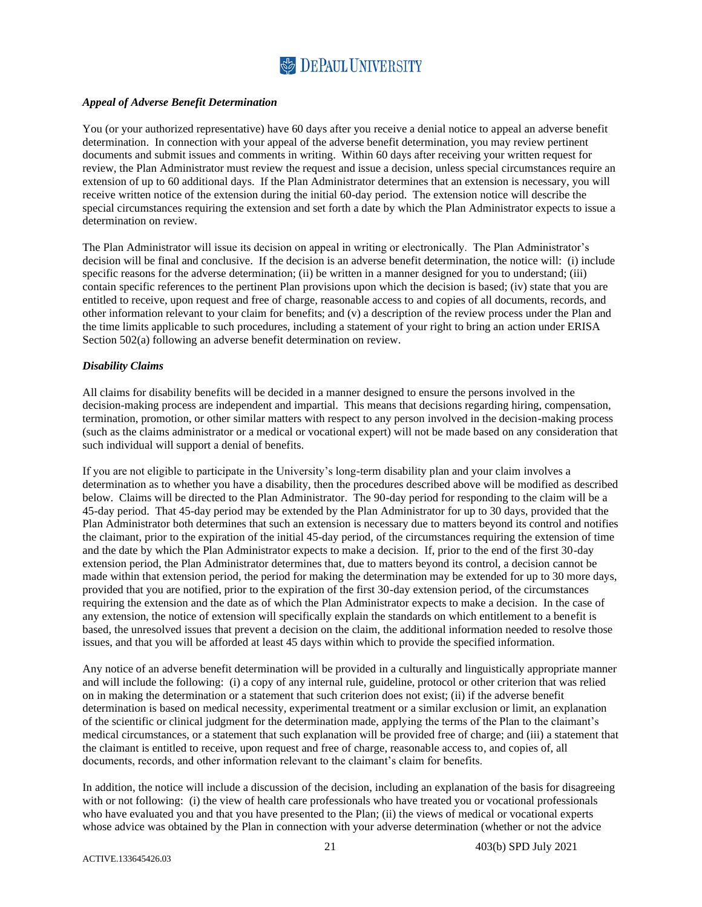### *Appeal of Adverse Benefit Determination*

You (or your authorized representative) have 60 days after you receive a denial notice to appeal an adverse benefit determination. In connection with your appeal of the adverse benefit determination, you may review pertinent documents and submit issues and comments in writing. Within 60 days after receiving your written request for review, the Plan Administrator must review the request and issue a decision, unless special circumstances require an extension of up to 60 additional days. If the Plan Administrator determines that an extension is necessary, you will receive written notice of the extension during the initial 60-day period. The extension notice will describe the special circumstances requiring the extension and set forth a date by which the Plan Administrator expects to issue a determination on review.

The Plan Administrator will issue its decision on appeal in writing or electronically. The Plan Administrator's decision will be final and conclusive. If the decision is an adverse benefit determination, the notice will: (i) include specific reasons for the adverse determination; (ii) be written in a manner designed for you to understand; (iii) contain specific references to the pertinent Plan provisions upon which the decision is based; (iv) state that you are entitled to receive, upon request and free of charge, reasonable access to and copies of all documents, records, and other information relevant to your claim for benefits; and (v) a description of the review process under the Plan and the time limits applicable to such procedures, including a statement of your right to bring an action under ERISA Section 502(a) following an adverse benefit determination on review.

### *Disability Claims*

All claims for disability benefits will be decided in a manner designed to ensure the persons involved in the decision-making process are independent and impartial. This means that decisions regarding hiring, compensation, termination, promotion, or other similar matters with respect to any person involved in the decision-making process (such as the claims administrator or a medical or vocational expert) will not be made based on any consideration that such individual will support a denial of benefits.

If you are not eligible to participate in the University's long-term disability plan and your claim involves a determination as to whether you have a disability, then the procedures described above will be modified as described below. Claims will be directed to the Plan Administrator. The 90-day period for responding to the claim will be a 45-day period. That 45-day period may be extended by the Plan Administrator for up to 30 days, provided that the Plan Administrator both determines that such an extension is necessary due to matters beyond its control and notifies the claimant, prior to the expiration of the initial 45-day period, of the circumstances requiring the extension of time and the date by which the Plan Administrator expects to make a decision. If, prior to the end of the first 30-day extension period, the Plan Administrator determines that, due to matters beyond its control, a decision cannot be made within that extension period, the period for making the determination may be extended for up to 30 more days, provided that you are notified, prior to the expiration of the first 30-day extension period, of the circumstances requiring the extension and the date as of which the Plan Administrator expects to make a decision. In the case of any extension, the notice of extension will specifically explain the standards on which entitlement to a benefit is based, the unresolved issues that prevent a decision on the claim, the additional information needed to resolve those issues, and that you will be afforded at least 45 days within which to provide the specified information.

Any notice of an adverse benefit determination will be provided in a culturally and linguistically appropriate manner and will include the following: (i) a copy of any internal rule, guideline, protocol or other criterion that was relied on in making the determination or a statement that such criterion does not exist; (ii) if the adverse benefit determination is based on medical necessity, experimental treatment or a similar exclusion or limit, an explanation of the scientific or clinical judgment for the determination made, applying the terms of the Plan to the claimant's medical circumstances, or a statement that such explanation will be provided free of charge; and (iii) a statement that the claimant is entitled to receive, upon request and free of charge, reasonable access to, and copies of, all documents, records, and other information relevant to the claimant's claim for benefits.

In addition, the notice will include a discussion of the decision, including an explanation of the basis for disagreeing with or not following: (i) the view of health care professionals who have treated you or vocational professionals who have evaluated you and that you have presented to the Plan; (ii) the views of medical or vocational experts whose advice was obtained by the Plan in connection with your adverse determination (whether or not the advice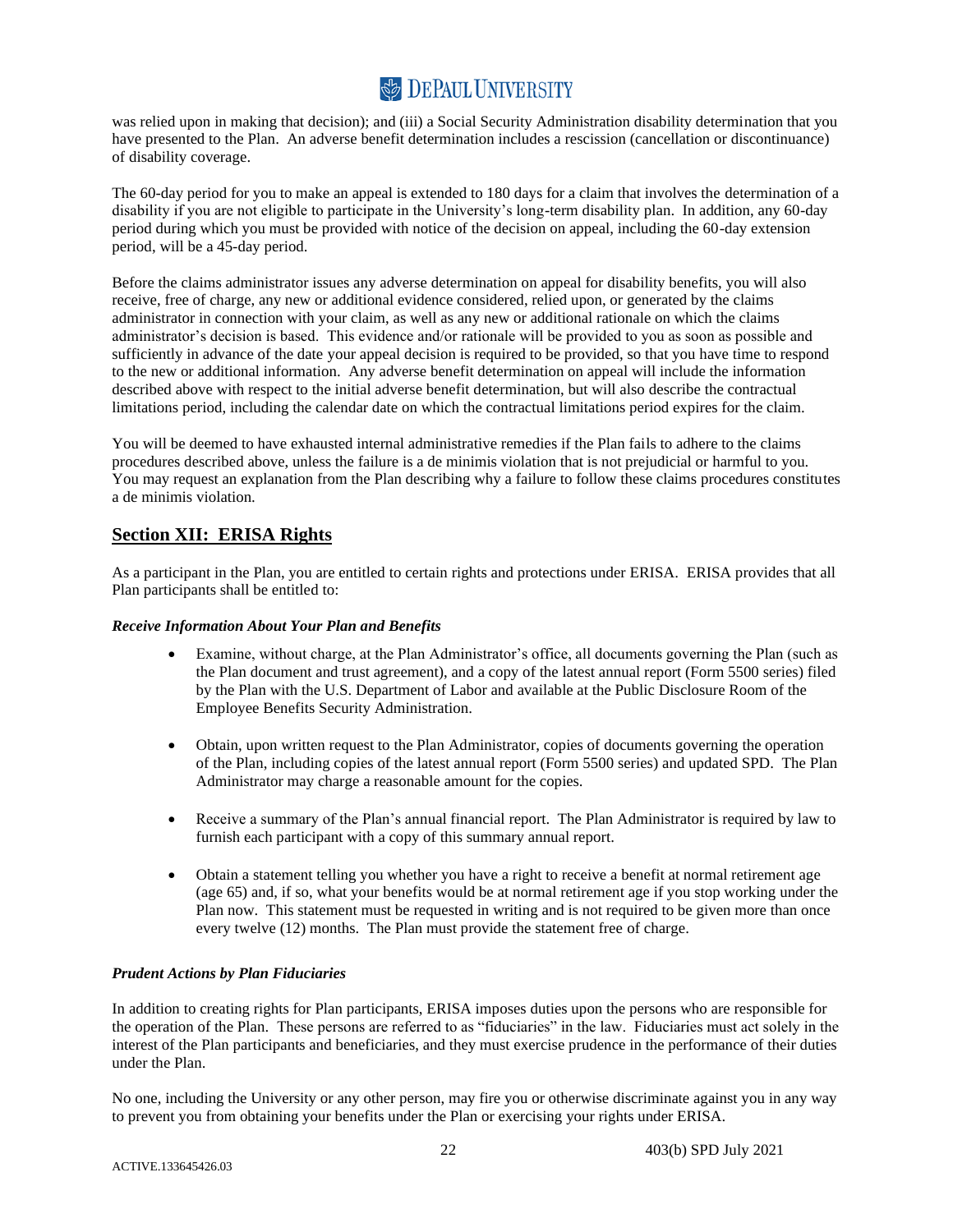was relied upon in making that decision); and (iii) a Social Security Administration disability determination that you have presented to the Plan. An adverse benefit determination includes a rescission (cancellation or discontinuance) of disability coverage.

The 60-day period for you to make an appeal is extended to 180 days for a claim that involves the determination of a disability if you are not eligible to participate in the University's long-term disability plan. In addition, any 60-day period during which you must be provided with notice of the decision on appeal, including the 60-day extension period, will be a 45-day period.

Before the claims administrator issues any adverse determination on appeal for disability benefits, you will also receive, free of charge, any new or additional evidence considered, relied upon, or generated by the claims administrator in connection with your claim, as well as any new or additional rationale on which the claims administrator's decision is based. This evidence and/or rationale will be provided to you as soon as possible and sufficiently in advance of the date your appeal decision is required to be provided, so that you have time to respond to the new or additional information. Any adverse benefit determination on appeal will include the information described above with respect to the initial adverse benefit determination, but will also describe the contractual limitations period, including the calendar date on which the contractual limitations period expires for the claim.

You will be deemed to have exhausted internal administrative remedies if the Plan fails to adhere to the claims procedures described above, unless the failure is a de minimis violation that is not prejudicial or harmful to you. You may request an explanation from the Plan describing why a failure to follow these claims procedures constitutes a de minimis violation.

## Section XII: ERISA Rights

As a participant in the Plan, you are entitled to certain rights and protections under ERISA. ERISA provides that all Plan participants shall be entitled to:

### *Receive Information About Your Plan and Benefits*

- Examine, without charge, at the Plan Administrator's office, all documents governing the Plan (such as the Plan document and trust agreement), and a copy of the latest annual report (Form 5500 series) filed by the Plan with the U.S. Department of Labor and available at the Public Disclosure Room of the Employee Benefits Security Administration.

- Obtain, upon written request to the Plan Administrator, copies of documents governing the operation of the Plan, including copies of the latest annual report (Form 5500 series) and updated SPD. The Plan Administrator may charge a reasonable amount for the copies.

- Receive a summary of the Plan's annual financial report. The Plan Administrator is required by law to furnish each participant with a copy of this summary annual report.

- Obtain a statement telling you whether you have a right to receive a benefit at normal retirement age (age 65) and, if so, what your benefits would be at normal retirement age if you stop working under the Plan now. This statement must be requested in writing and is not required to be given more than once every twelve (12) months. The Plan must provide the statement free of charge.

### *Prudent Actions by Plan Fiduciaries*

In addition to creating rights for Plan participants, ERISA imposes duties upon the persons who are responsible for the operation of the Plan. These persons are referred to as "fiduciaries" in the law. Fiduciaries must act solely in the interest of the Plan participants and beneficiaries, and they must exercise prudence in the performance of their duties under the Plan.

No one, including the University or any other person, may fire you or otherwise discriminate against you in any way to prevent you from obtaining your benefits under the Plan or exercising your rights under ERISA.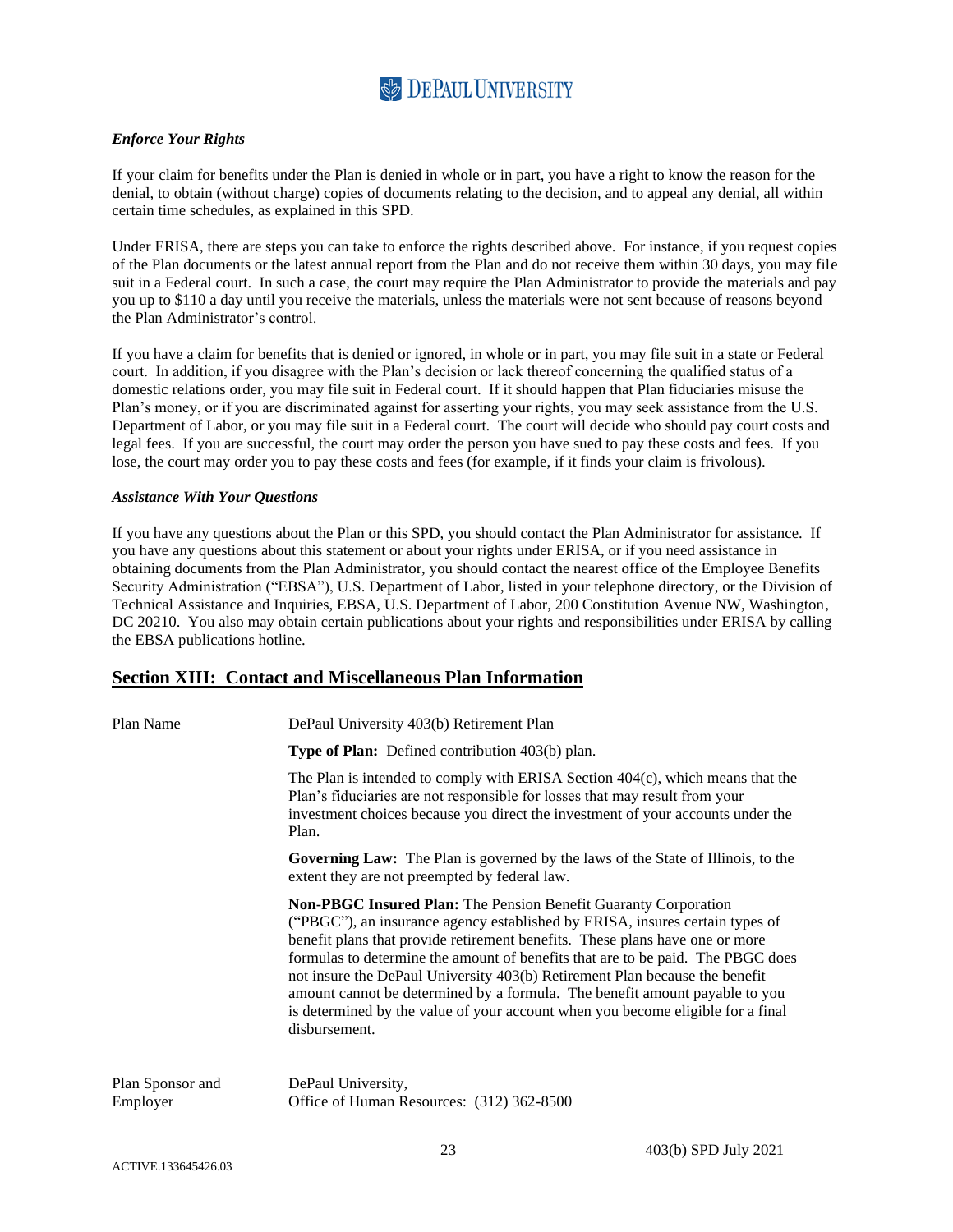### *Enforce Your Rights*

If your claim for benefits under the Plan is denied in whole or in part, you have a right to know the reason for the denial, to obtain (without charge) copies of documents relating to the decision, and to appeal any denial, all within certain time schedules, as explained in this SPD.

Under ERISA, there are steps you can take to enforce the rights described above. For instance, if you request copies of the Plan documents or the latest annual report from the Plan and do not receive them within 30 days, you may file suit in a Federal court. In such a case, the court may require the Plan Administrator to provide the materials and pay you up to $110 a day until you receive the materials, unless the materials were not sent because of reasons beyond the Plan Administrator's control.

If you have a claim for benefits that is denied or ignored, in whole or in part, you may file suit in a state or Federal court. In addition, if you disagree with the Plan's decision or lack thereof concerning the qualified status of a domestic relations order, you may file suit in Federal court. If it should happen that Plan fiduciaries misuse the Plan's money, or if you are discriminated against for asserting your rights, you may seek assistance from the U.S. Department of Labor, or you may file suit in a Federal court. The court will decide who should pay court costs and legal fees. If you are successful, the court may order the person you have sued to pay these costs and fees. If you lose, the court may order you to pay these costs and fees (for example, if it finds your claim is frivolous).

### *Assistance With Your Questions*

If you have any questions about the Plan or this SPD, you should contact the Plan Administrator for assistance. If you have any questions about this statement or about your rights under ERISA, or if you need assistance in obtaining documents from the Plan Administrator, you should contact the nearest office of the Employee Benefits Security Administration ("EBSA"), U.S. Department of Labor, listed in your telephone directory, or the Division of Technical Assistance and Inquiries, EBSA, U.S. Department of Labor, 200 Constitution Avenue NW, Washington, DC 20210. You also may obtain certain publications about your rights and responsibilities under ERISA by calling the EBSA publications hotline.

## Section XIII: Contact and Miscellaneous Plan Information

| | |
|---|---|
| Plan Name | DePaul University 403(b) Retirement Plan<br><br>**Type of Plan:** Defined contribution 403(b) plan.<br><br>The Plan is intended to comply with ERISA Section 404(c), which means that the Plan's fiduciaries are not responsible for losses that may result from your investment choices because you direct the investment of your accounts under the Plan.<br><br>**Governing Law:** The Plan is governed by the laws of the State of Illinois, to the extent they are not preempted by federal law.<br><br>**Non-PBGC Insured Plan:** The Pension Benefit Guaranty Corporation ("PBGC"), an insurance agency established by ERISA, insures certain types of benefit plans that provide retirement benefits. These plans have one or more formulas to determine the amount of benefits that are to be paid. The PBGC does not insure the DePaul University 403(b) Retirement Plan because the benefit amount cannot be determined by a formula. The benefit amount payable to you is determined by the value of your account when you become eligible for a final disbursement. |
| Plan Sponsor and Employer | DePaul University,<br>Office of Human Resources: (312) 362-8500 |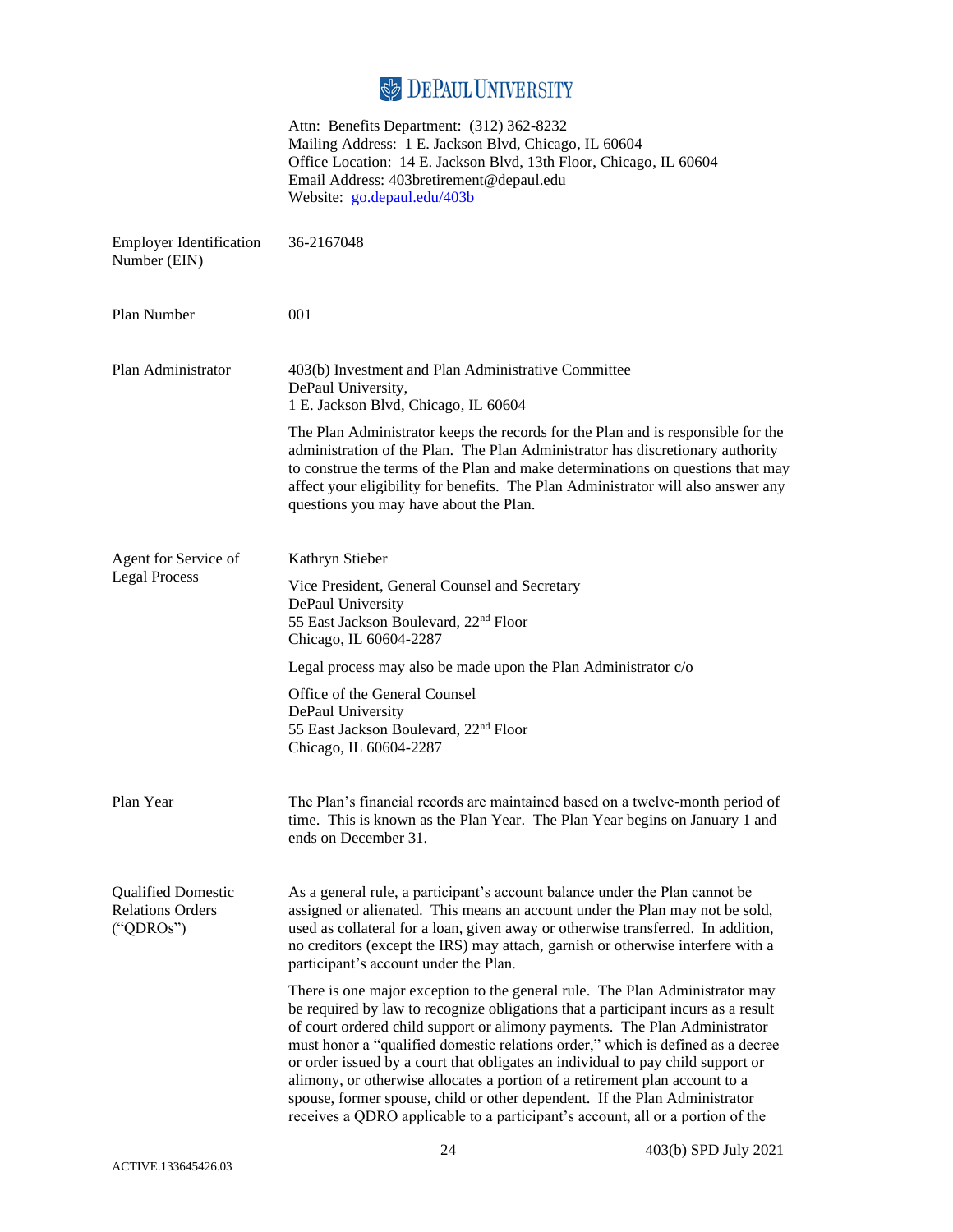DePaul University

Attn: Benefits Department: (312) 362-8232
Mailing Address: 1 E. Jackson Blvd, Chicago, IL 60604
Office Location: 14 E. Jackson Blvd, 13th Floor, Chicago, IL 60604
Email Address: 403bretirement@depaul.edu
Website: go.depaul.edu/403b

| | |
|---|---|
| Employer Identification Number (EIN) | 36-2167048 |
| Plan Number | 001 |
| Plan Administrator | 403(b) Investment and Plan Administrative Committee<br>DePaul University,<br>1 E. Jackson Blvd, Chicago, IL 60604<br><br>The Plan Administrator keeps the records for the Plan and is responsible for the administration of the Plan. The Plan Administrator has discretionary authority to construe the terms of the Plan and make determinations on questions that may affect your eligibility for benefits. The Plan Administrator will also answer any questions you may have about the Plan. |
| Agent for Service of Legal Process | Kathryn Stieber<br><br>Vice President, General Counsel and Secretary<br>DePaul University<br>55 East Jackson Boulevard, 22nd Floor<br>Chicago, IL 60604-2287<br><br>Legal process may also be made upon the Plan Administrator c/o<br><br>Office of the General Counsel<br>DePaul University<br>55 East Jackson Boulevard, 22nd Floor<br>Chicago, IL 60604-2287 |
| Plan Year | The Plan's financial records are maintained based on a twelve-month period of time. This is known as the Plan Year. The Plan Year begins on January 1 and ends on December 31. |
| Qualified Domestic Relations Orders ("QDROs") | As a general rule, a participant's account balance under the Plan cannot be assigned or alienated. This means an account under the Plan may not be sold, used as collateral for a loan, given away or otherwise transferred. In addition, no creditors (except the IRS) may attach, garnish or otherwise interfere with a participant's account under the Plan.<br><br>There is one major exception to the general rule. The Plan Administrator may be required by law to recognize obligations that a participant incurs as a result of court ordered child support or alimony payments. The Plan Administrator must honor a "qualified domestic relations order," which is defined as a decree or order issued by a court that obligates an individual to pay child support or alimony, or otherwise allocates a portion of a retirement plan account to a spouse, former spouse, child or other dependent. If the Plan Administrator receives a QDRO applicable to a participant's account, all or a portion of the |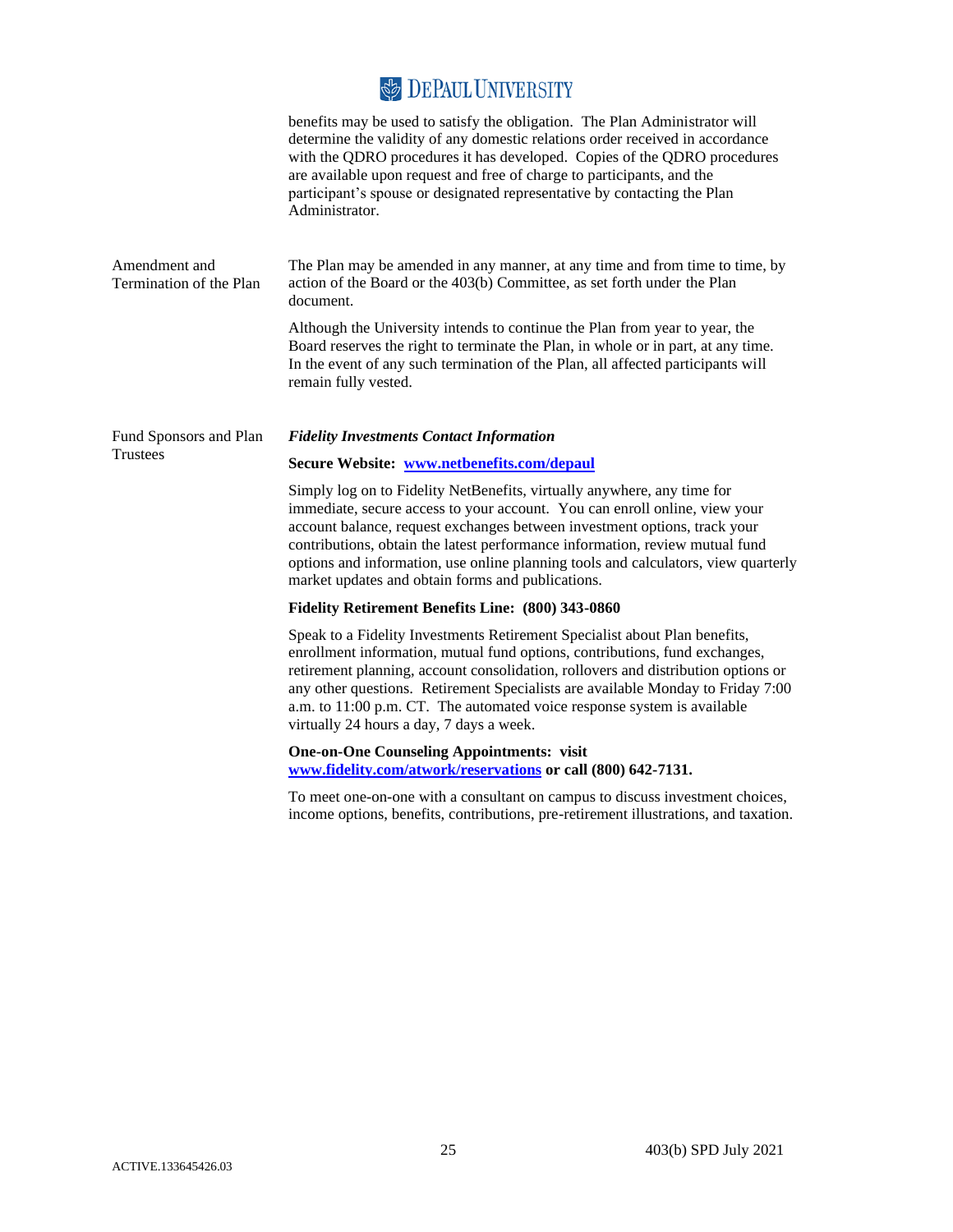benefits may be used to satisfy the obligation. The Plan Administrator will determine the validity of any domestic relations order received in accordance with the QDRO procedures it has developed. Copies of the QDRO procedures are available upon request and free of charge to participants, and the participant's spouse or designated representative by contacting the Plan Administrator.

**Amendment and Termination of the Plan**

The Plan may be amended in any manner, at any time and from time to time, by action of the Board or the 403(b) Committee, as set forth under the Plan document.

Although the University intends to continue the Plan from year to year, the Board reserves the right to terminate the Plan, in whole or in part, at any time. In the event of any such termination of the Plan, all affected participants will remain fully vested.

**Fund Sponsors and Plan Trustees**

***Fidelity Investments Contact Information***

**Secure Website: [www.netbenefits.com/depaul](www.netbenefits.com/depaul)**

Simply log on to Fidelity NetBenefits, virtually anywhere, any time for immediate, secure access to your account. You can enroll online, view your account balance, request exchanges between investment options, track your contributions, obtain the latest performance information, review mutual fund options and information, use online planning tools and calculators, view quarterly market updates and obtain forms and publications.

**Fidelity Retirement Benefits Line: (800) 343-0860**

Speak to a Fidelity Investments Retirement Specialist about Plan benefits, enrollment information, mutual fund options, contributions, fund exchanges, retirement planning, account consolidation, rollovers and distribution options or any other questions. Retirement Specialists are available Monday to Friday 7:00 a.m. to 11:00 p.m. CT. The automated voice response system is available virtually 24 hours a day, 7 days a week.

**One-on-One Counseling Appointments: visit [www.fidelity.com/atwork/reservations](www.fidelity.com/atwork/reservations) or call (800) 642-7131.**

To meet one-on-one with a consultant on campus to discuss investment choices, income options, benefits, contributions, pre-retirement illustrations, and taxation.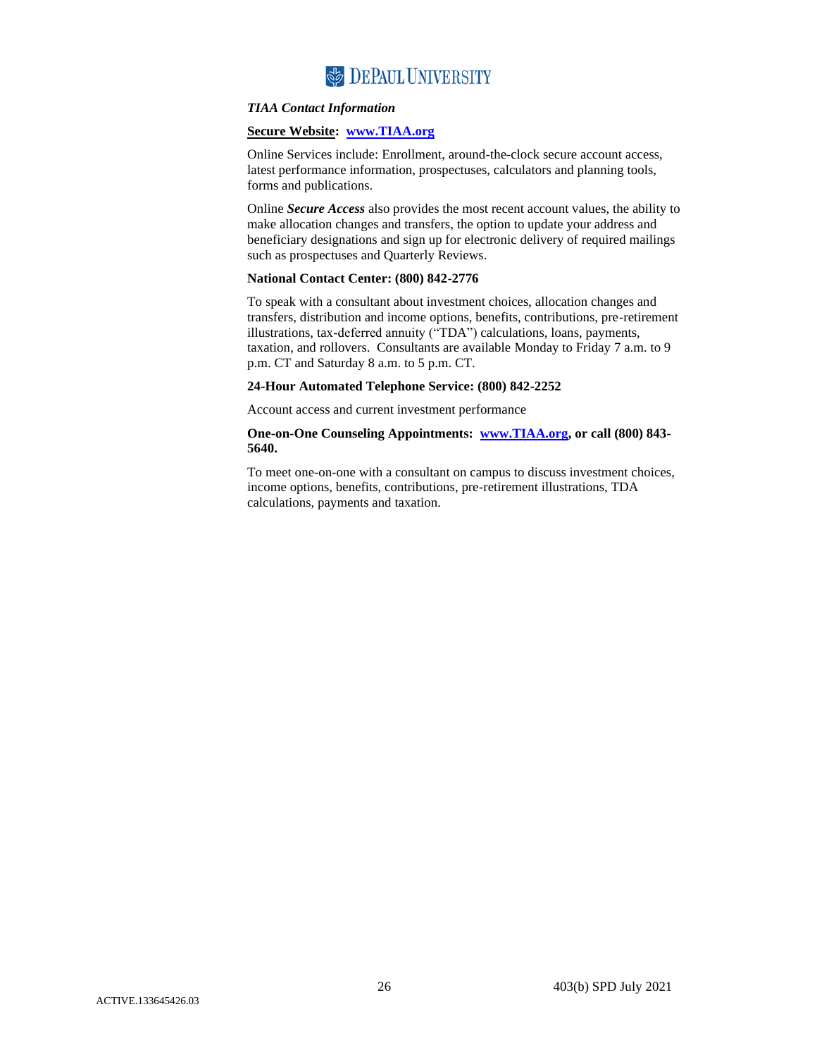*TIAA Contact Information*

**Secure Website: www.TIAA.org**

Online Services include: Enrollment, around-the-clock secure account access, latest performance information, prospectuses, calculators and planning tools, forms and publications.

Online ***Secure Access*** also provides the most recent account values, the ability to make allocation changes and transfers, the option to update your address and beneficiary designations and sign up for electronic delivery of required mailings such as prospectuses and Quarterly Reviews.

**National Contact Center: (800) 842-2776**

To speak with a consultant about investment choices, allocation changes and transfers, distribution and income options, benefits, contributions, pre-retirement illustrations, tax-deferred annuity ("TDA") calculations, loans, payments, taxation, and rollovers. Consultants are available Monday to Friday 7 a.m. to 9 p.m. CT and Saturday 8 a.m. to 5 p.m. CT.

**24-Hour Automated Telephone Service: (800) 842-2252**

Account access and current investment performance

**One-on-One Counseling Appointments: www.TIAA.org, or call (800) 843-5640.**

To meet one-on-one with a consultant on campus to discuss investment choices, income options, benefits, contributions, pre-retirement illustrations, TDA calculations, payments and taxation.